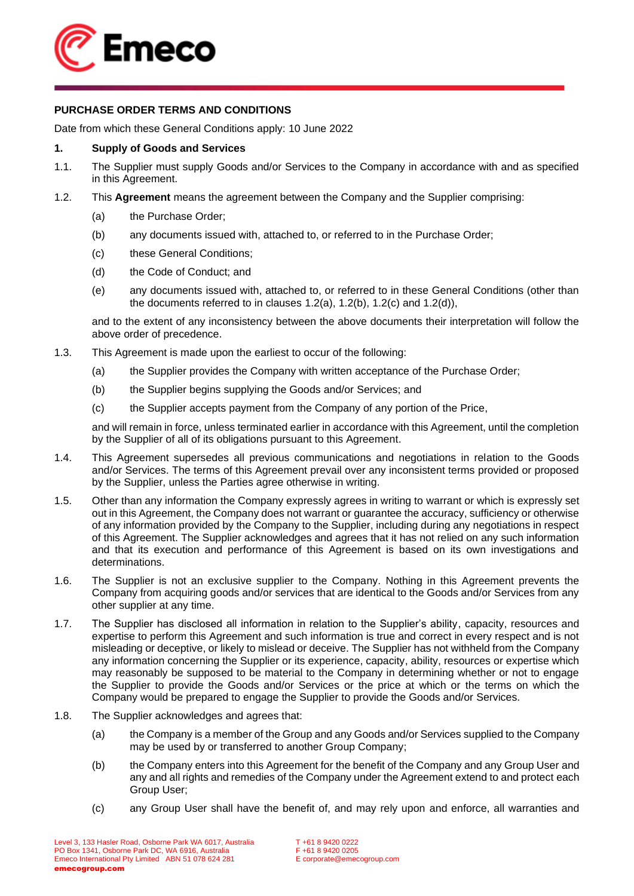## PURCHASE ORDER TERMS AND CONDITIONS

Date from which these General Conditions apply: 10 June 2022

### 1. Supply of Goods and Services

1.1. The Supplier must supply Goods and/or Services to the Company in accordance with and as specified in this Agreement.

1.2. This **Agreement** means the agreement between the Company and the Supplier comprising:

(a) the Purchase Order;

(b) any documents issued with, attached to, or referred to in the Purchase Order;

(c) these General Conditions;

(d) the Code of Conduct; and

(e) any documents issued with, attached to, or referred to in these General Conditions (other than the documents referred to in clauses 1.2(a), 1.2(b), 1.2(c) and 1.2(d)),

and to the extent of any inconsistency between the above documents their interpretation will follow the above order of precedence.

1.3. This Agreement is made upon the earliest to occur of the following:

(a) the Supplier provides the Company with written acceptance of the Purchase Order;

(b) the Supplier begins supplying the Goods and/or Services; and

(c) the Supplier accepts payment from the Company of any portion of the Price,

and will remain in force, unless terminated earlier in accordance with this Agreement, until the completion by the Supplier of all of its obligations pursuant to this Agreement.

1.4. This Agreement supersedes all previous communications and negotiations in relation to the Goods and/or Services. The terms of this Agreement prevail over any inconsistent terms provided or proposed by the Supplier, unless the Parties agree otherwise in writing.

1.5. Other than any information the Company expressly agrees in writing to warrant or which is expressly set out in this Agreement, the Company does not warrant or guarantee the accuracy, sufficiency or otherwise of any information provided by the Company to the Supplier, including during any negotiations in respect of this Agreement. The Supplier acknowledges and agrees that it has not relied on any such information and that its execution and performance of this Agreement is based on its own investigations and determinations.

1.6. The Supplier is not an exclusive supplier to the Company. Nothing in this Agreement prevents the Company from acquiring goods and/or services that are identical to the Goods and/or Services from any other supplier at any time.

1.7. The Supplier has disclosed all information in relation to the Supplier's ability, capacity, resources and expertise to perform this Agreement and such information is true and correct in every respect and is not misleading or deceptive, or likely to mislead or deceive. The Supplier has not withheld from the Company any information concerning the Supplier or its experience, capacity, ability, resources or expertise which may reasonably be supposed to be material to the Company in determining whether or not to engage the Supplier to provide the Goods and/or Services or the price at which or the terms on which the Company would be prepared to engage the Supplier to provide the Goods and/or Services.

1.8. The Supplier acknowledges and agrees that:

(a) the Company is a member of the Group and any Goods and/or Services supplied to the Company may be used by or transferred to another Group Company;

(b) the Company enters into this Agreement for the benefit of the Company and any Group User and any and all rights and remedies of the Company under the Agreement extend to and protect each Group User;

(c) any Group User shall have the benefit of, and may rely upon and enforce, all warranties and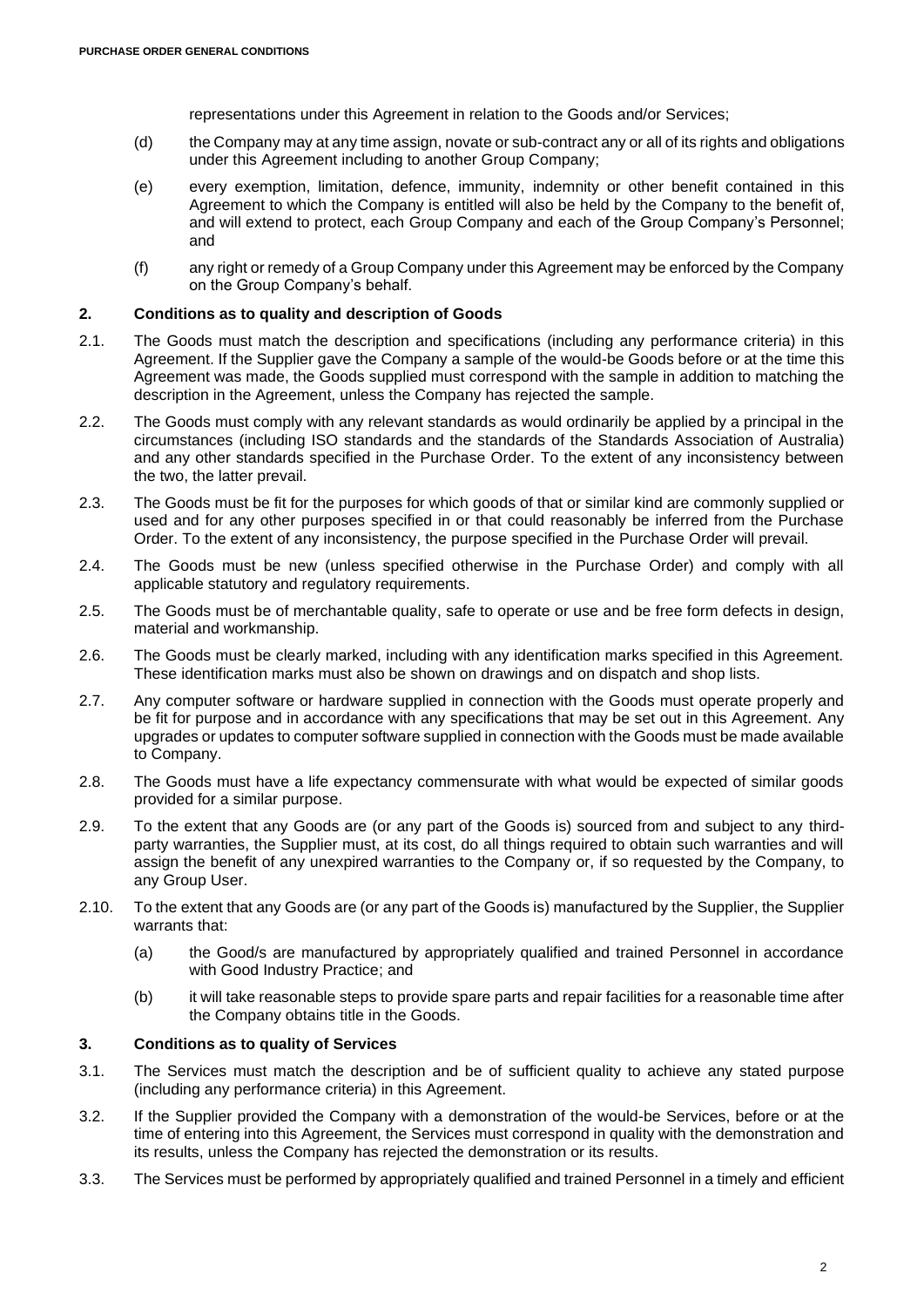representations under this Agreement in relation to the Goods and/or Services;

(d) the Company may at any time assign, novate or sub-contract any or all of its rights and obligations under this Agreement including to another Group Company;

(e) every exemption, limitation, defence, immunity, indemnity or other benefit contained in this Agreement to which the Company is entitled will also be held by the Company to the benefit of, and will extend to protect, each Group Company and each of the Group Company's Personnel; and

(f) any right or remedy of a Group Company under this Agreement may be enforced by the Company on the Group Company's behalf.

## 2. Conditions as to quality and description of Goods

2.1. The Goods must match the description and specifications (including any performance criteria) in this Agreement. If the Supplier gave the Company a sample of the would-be Goods before or at the time this Agreement was made, the Goods supplied must correspond with the sample in addition to matching the description in the Agreement, unless the Company has rejected the sample.

2.2. The Goods must comply with any relevant standards as would ordinarily be applied by a principal in the circumstances (including ISO standards and the standards of the Standards Association of Australia) and any other standards specified in the Purchase Order. To the extent of any inconsistency between the two, the latter prevail.

2.3. The Goods must be fit for the purposes for which goods of that or similar kind are commonly supplied or used and for any other purposes specified in or that could reasonably be inferred from the Purchase Order. To the extent of any inconsistency, the purpose specified in the Purchase Order will prevail.

2.4. The Goods must be new (unless specified otherwise in the Purchase Order) and comply with all applicable statutory and regulatory requirements.

2.5. The Goods must be of merchantable quality, safe to operate or use and be free form defects in design, material and workmanship.

2.6. The Goods must be clearly marked, including with any identification marks specified in this Agreement. These identification marks must also be shown on drawings and on dispatch and shop lists.

2.7. Any computer software or hardware supplied in connection with the Goods must operate properly and be fit for purpose and in accordance with any specifications that may be set out in this Agreement. Any upgrades or updates to computer software supplied in connection with the Goods must be made available to Company.

2.8. The Goods must have a life expectancy commensurate with what would be expected of similar goods provided for a similar purpose.

2.9. To the extent that any Goods are (or any part of the Goods is) sourced from and subject to any third-party warranties, the Supplier must, at its cost, do all things required to obtain such warranties and will assign the benefit of any unexpired warranties to the Company or, if so requested by the Company, to any Group User.

2.10. To the extent that any Goods are (or any part of the Goods is) manufactured by the Supplier, the Supplier warrants that:

(a) the Good/s are manufactured by appropriately qualified and trained Personnel in accordance with Good Industry Practice; and

(b) it will take reasonable steps to provide spare parts and repair facilities for a reasonable time after the Company obtains title in the Goods.

## 3. Conditions as to quality of Services

3.1. The Services must match the description and be of sufficient quality to achieve any stated purpose (including any performance criteria) in this Agreement.

3.2. If the Supplier provided the Company with a demonstration of the would-be Services, before or at the time of entering into this Agreement, the Services must correspond in quality with the demonstration and its results, unless the Company has rejected the demonstration or its results.

3.3. The Services must be performed by appropriately qualified and trained Personnel in a timely and efficient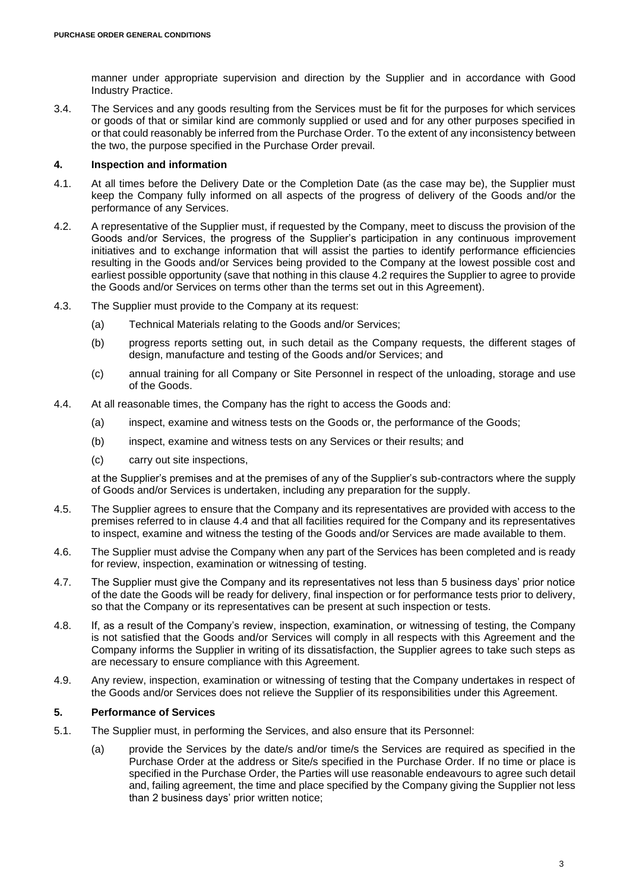manner under appropriate supervision and direction by the Supplier and in accordance with Good Industry Practice.

3.4. The Services and any goods resulting from the Services must be fit for the purposes for which services or goods of that or similar kind are commonly supplied or used and for any other purposes specified in or that could reasonably be inferred from the Purchase Order. To the extent of any inconsistency between the two, the purpose specified in the Purchase Order prevail.

## 4. Inspection and information

4.1. At all times before the Delivery Date or the Completion Date (as the case may be), the Supplier must keep the Company fully informed on all aspects of the progress of delivery of the Goods and/or the performance of any Services.

4.2. A representative of the Supplier must, if requested by the Company, meet to discuss the provision of the Goods and/or Services, the progress of the Supplier's participation in any continuous improvement initiatives and to exchange information that will assist the parties to identify performance efficiencies resulting in the Goods and/or Services being provided to the Company at the lowest possible cost and earliest possible opportunity (save that nothing in this clause 4.2 requires the Supplier to agree to provide the Goods and/or Services on terms other than the terms set out in this Agreement).

4.3. The Supplier must provide to the Company at its request:

(a) Technical Materials relating to the Goods and/or Services;

(b) progress reports setting out, in such detail as the Company requests, the different stages of design, manufacture and testing of the Goods and/or Services; and

(c) annual training for all Company or Site Personnel in respect of the unloading, storage and use of the Goods.

4.4. At all reasonable times, the Company has the right to access the Goods and:

(a) inspect, examine and witness tests on the Goods or, the performance of the Goods;

(b) inspect, examine and witness tests on any Services or their results; and

(c) carry out site inspections,

at the Supplier's premises and at the premises of any of the Supplier's sub-contractors where the supply of Goods and/or Services is undertaken, including any preparation for the supply.

4.5. The Supplier agrees to ensure that the Company and its representatives are provided with access to the premises referred to in clause 4.4 and that all facilities required for the Company and its representatives to inspect, examine and witness the testing of the Goods and/or Services are made available to them.

4.6. The Supplier must advise the Company when any part of the Services has been completed and is ready for review, inspection, examination or witnessing of testing.

4.7. The Supplier must give the Company and its representatives not less than 5 business days' prior notice of the date the Goods will be ready for delivery, final inspection or for performance tests prior to delivery, so that the Company or its representatives can be present at such inspection or tests.

4.8. If, as a result of the Company's review, inspection, examination, or witnessing of testing, the Company is not satisfied that the Goods and/or Services will comply in all respects with this Agreement and the Company informs the Supplier in writing of its dissatisfaction, the Supplier agrees to take such steps as are necessary to ensure compliance with this Agreement.

4.9. Any review, inspection, examination or witnessing of testing that the Company undertakes in respect of the Goods and/or Services does not relieve the Supplier of its responsibilities under this Agreement.

## 5. Performance of Services

5.1. The Supplier must, in performing the Services, and also ensure that its Personnel:

(a) provide the Services by the date/s and/or time/s the Services are required as specified in the Purchase Order at the address or Site/s specified in the Purchase Order. If no time or place is specified in the Purchase Order, the Parties will use reasonable endeavours to agree such detail and, failing agreement, the time and place specified by the Company giving the Supplier not less than 2 business days' prior written notice;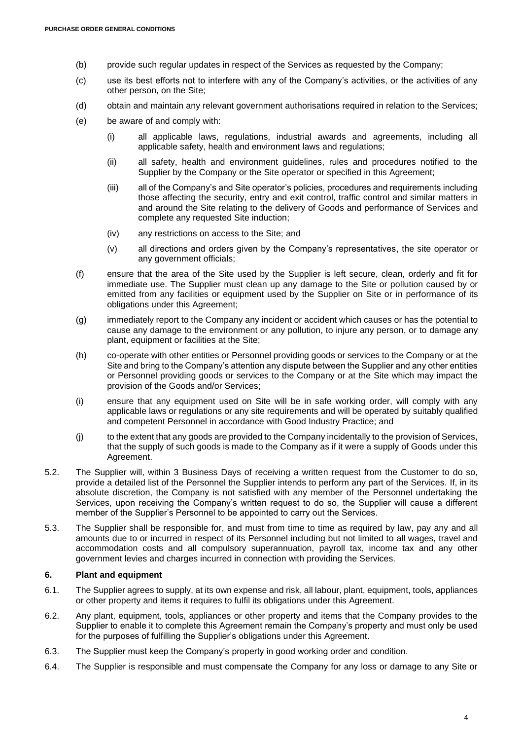(b) provide such regular updates in respect of the Services as requested by the Company;

(c) use its best efforts not to interfere with any of the Company's activities, or the activities of any other person, on the Site;

(d) obtain and maintain any relevant government authorisations required in relation to the Services;

(e) be aware of and comply with:

 (i) all applicable laws, regulations, industrial awards and agreements, including all applicable safety, health and environment laws and regulations;

 (ii) all safety, health and environment guidelines, rules and procedures notified to the Supplier by the Company or the Site operator or specified in this Agreement;

 (iii) all of the Company's and Site operator's policies, procedures and requirements including those affecting the security, entry and exit control, traffic control and similar matters in and around the Site relating to the delivery of Goods and performance of Services and complete any requested Site induction;

 (iv) any restrictions on access to the Site; and

 (v) all directions and orders given by the Company's representatives, the site operator or any government officials;

(f) ensure that the area of the Site used by the Supplier is left secure, clean, orderly and fit for immediate use. The Supplier must clean up any damage to the Site or pollution caused by or emitted from any facilities or equipment used by the Supplier on Site or in performance of its obligations under this Agreement;

(g) immediately report to the Company any incident or accident which causes or has the potential to cause any damage to the environment or any pollution, to injure any person, or to damage any plant, equipment or facilities at the Site;

(h) co-operate with other entities or Personnel providing goods or services to the Company or at the Site and bring to the Company's attention any dispute between the Supplier and any other entities or Personnel providing goods or services to the Company or at the Site which may impact the provision of the Goods and/or Services;

(i) ensure that any equipment used on Site will be in safe working order, will comply with any applicable laws or regulations or any site requirements and will be operated by suitably qualified and competent Personnel in accordance with Good Industry Practice; and

(j) to the extent that any goods are provided to the Company incidentally to the provision of Services, that the supply of such goods is made to the Company as if it were a supply of Goods under this Agreement.

5.2. The Supplier will, within 3 Business Days of receiving a written request from the Customer to do so, provide a detailed list of the Personnel the Supplier intends to perform any part of the Services. If, in its absolute discretion, the Company is not satisfied with any member of the Personnel undertaking the Services, upon receiving the Company's written request to do so, the Supplier will cause a different member of the Supplier's Personnel to be appointed to carry out the Services.

5.3. The Supplier shall be responsible for, and must from time to time as required by law, pay any and all amounts due to or incurred in respect of its Personnel including but not limited to all wages, travel and accommodation costs and all compulsory superannuation, payroll tax, income tax and any other government levies and charges incurred in connection with providing the Services.

## 6. Plant and equipment

6.1. The Supplier agrees to supply, at its own expense and risk, all labour, plant, equipment, tools, appliances or other property and items it requires to fulfil its obligations under this Agreement.

6.2. Any plant, equipment, tools, appliances or other property and items that the Company provides to the Supplier to enable it to complete this Agreement remain the Company's property and must only be used for the purposes of fulfilling the Supplier's obligations under this Agreement.

6.3. The Supplier must keep the Company's property in good working order and condition.

6.4. The Supplier is responsible and must compensate the Company for any loss or damage to any Site or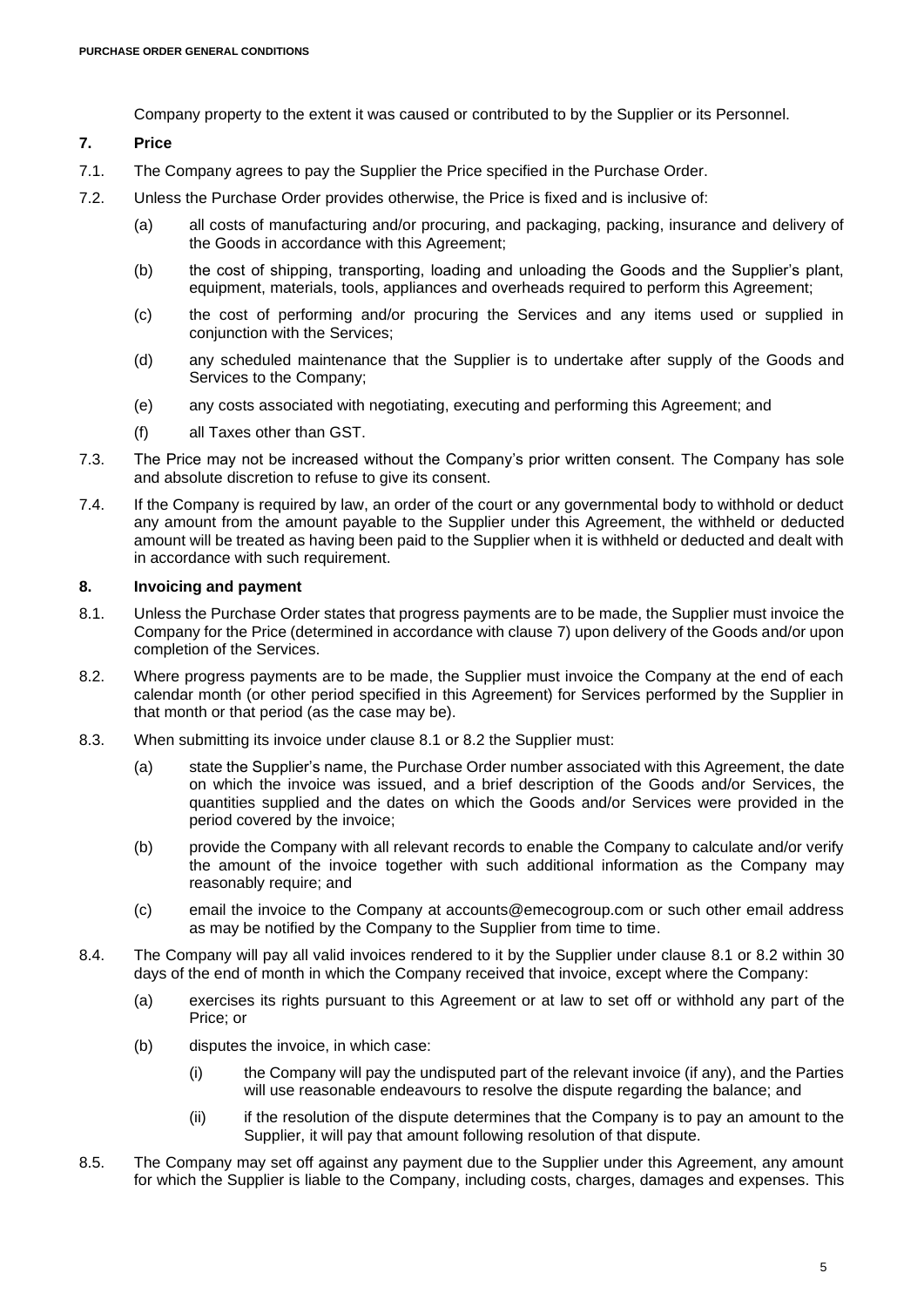Company property to the extent it was caused or contributed to by the Supplier or its Personnel.

## 7. Price

7.1. The Company agrees to pay the Supplier the Price specified in the Purchase Order.

7.2. Unless the Purchase Order provides otherwise, the Price is fixed and is inclusive of:

(a) all costs of manufacturing and/or procuring, and packaging, packing, insurance and delivery of the Goods in accordance with this Agreement;

(b) the cost of shipping, transporting, loading and unloading the Goods and the Supplier's plant, equipment, materials, tools, appliances and overheads required to perform this Agreement;

(c) the cost of performing and/or procuring the Services and any items used or supplied in conjunction with the Services;

(d) any scheduled maintenance that the Supplier is to undertake after supply of the Goods and Services to the Company;

(e) any costs associated with negotiating, executing and performing this Agreement; and

(f) all Taxes other than GST.

7.3. The Price may not be increased without the Company's prior written consent. The Company has sole and absolute discretion to refuse to give its consent.

7.4. If the Company is required by law, an order of the court or any governmental body to withhold or deduct any amount from the amount payable to the Supplier under this Agreement, the withheld or deducted amount will be treated as having been paid to the Supplier when it is withheld or deducted and dealt with in accordance with such requirement.

## 8. Invoicing and payment

8.1. Unless the Purchase Order states that progress payments are to be made, the Supplier must invoice the Company for the Price (determined in accordance with clause 7) upon delivery of the Goods and/or upon completion of the Services.

8.2. Where progress payments are to be made, the Supplier must invoice the Company at the end of each calendar month (or other period specified in this Agreement) for Services performed by the Supplier in that month or that period (as the case may be).

8.3. When submitting its invoice under clause 8.1 or 8.2 the Supplier must:

(a) state the Supplier's name, the Purchase Order number associated with this Agreement, the date on which the invoice was issued, and a brief description of the Goods and/or Services, the quantities supplied and the dates on which the Goods and/or Services were provided in the period covered by the invoice;

(b) provide the Company with all relevant records to enable the Company to calculate and/or verify the amount of the invoice together with such additional information as the Company may reasonably require; and

(c) email the invoice to the Company at accounts@emecogroup.com or such other email address as may be notified by the Company to the Supplier from time to time.

8.4. The Company will pay all valid invoices rendered to it by the Supplier under clause 8.1 or 8.2 within 30 days of the end of month in which the Company received that invoice, except where the Company:

(a) exercises its rights pursuant to this Agreement or at law to set off or withhold any part of the Price; or

(b) disputes the invoice, in which case:

(i) the Company will pay the undisputed part of the relevant invoice (if any), and the Parties will use reasonable endeavours to resolve the dispute regarding the balance; and

(ii) if the resolution of the dispute determines that the Company is to pay an amount to the Supplier, it will pay that amount following resolution of that dispute.

8.5. The Company may set off against any payment due to the Supplier under this Agreement, any amount for which the Supplier is liable to the Company, including costs, charges, damages and expenses. This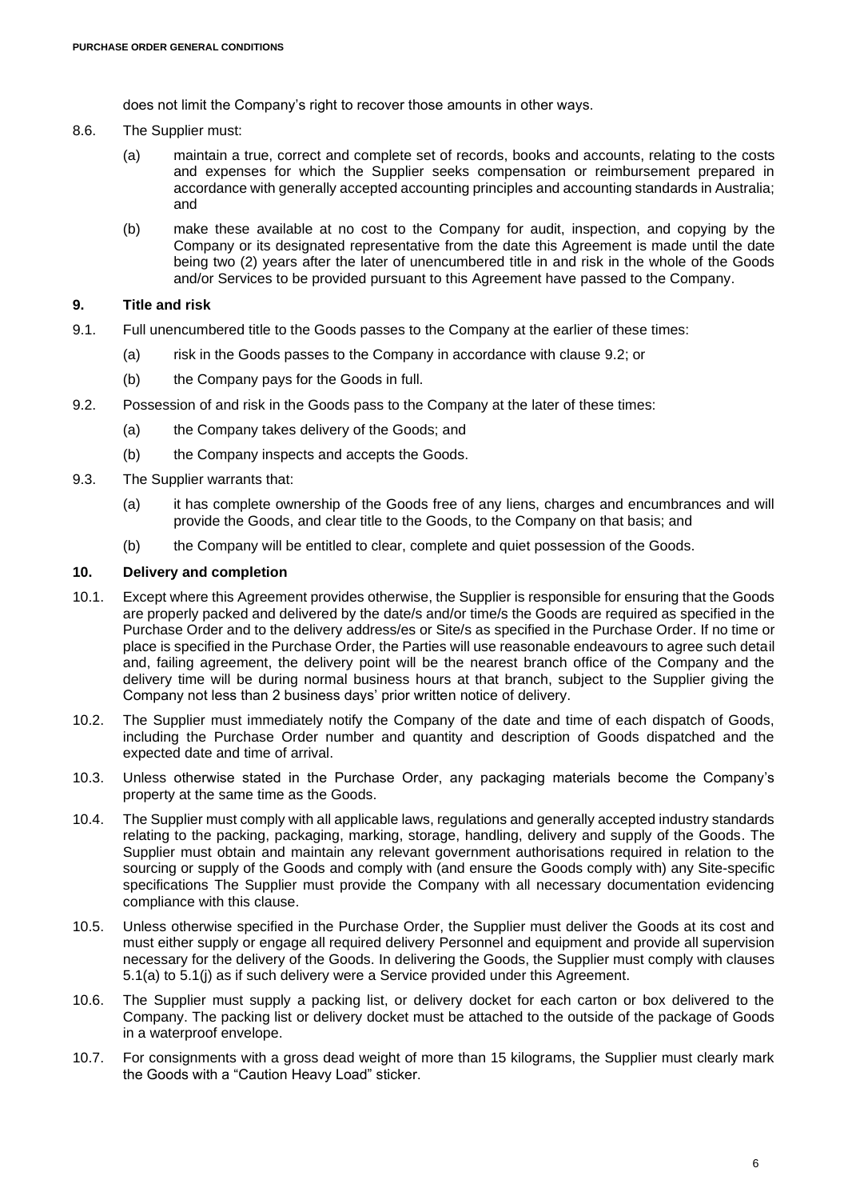does not limit the Company's right to recover those amounts in other ways.

8.6. The Supplier must:

(a) maintain a true, correct and complete set of records, books and accounts, relating to the costs and expenses for which the Supplier seeks compensation or reimbursement prepared in accordance with generally accepted accounting principles and accounting standards in Australia; and

(b) make these available at no cost to the Company for audit, inspection, and copying by the Company or its designated representative from the date this Agreement is made until the date being two (2) years after the later of unencumbered title in and risk in the whole of the Goods and/or Services to be provided pursuant to this Agreement have passed to the Company.

## 9. Title and risk

9.1. Full unencumbered title to the Goods passes to the Company at the earlier of these times:

(a) risk in the Goods passes to the Company in accordance with clause 9.2; or

(b) the Company pays for the Goods in full.

9.2. Possession of and risk in the Goods pass to the Company at the later of these times:

(a) the Company takes delivery of the Goods; and

(b) the Company inspects and accepts the Goods.

9.3. The Supplier warrants that:

(a) it has complete ownership of the Goods free of any liens, charges and encumbrances and will provide the Goods, and clear title to the Goods, to the Company on that basis; and

(b) the Company will be entitled to clear, complete and quiet possession of the Goods.

## 10. Delivery and completion

10.1. Except where this Agreement provides otherwise, the Supplier is responsible for ensuring that the Goods are properly packed and delivered by the date/s and/or time/s the Goods are required as specified in the Purchase Order and to the delivery address/es or Site/s as specified in the Purchase Order. If no time or place is specified in the Purchase Order, the Parties will use reasonable endeavours to agree such detail and, failing agreement, the delivery point will be the nearest branch office of the Company and the delivery time will be during normal business hours at that branch, subject to the Supplier giving the Company not less than 2 business days' prior written notice of delivery.

10.2. The Supplier must immediately notify the Company of the date and time of each dispatch of Goods, including the Purchase Order number and quantity and description of Goods dispatched and the expected date and time of arrival.

10.3. Unless otherwise stated in the Purchase Order, any packaging materials become the Company's property at the same time as the Goods.

10.4. The Supplier must comply with all applicable laws, regulations and generally accepted industry standards relating to the packing, packaging, marking, storage, handling, delivery and supply of the Goods. The Supplier must obtain and maintain any relevant government authorisations required in relation to the sourcing or supply of the Goods and comply with (and ensure the Goods comply with) any Site-specific specifications The Supplier must provide the Company with all necessary documentation evidencing compliance with this clause.

10.5. Unless otherwise specified in the Purchase Order, the Supplier must deliver the Goods at its cost and must either supply or engage all required delivery Personnel and equipment and provide all supervision necessary for the delivery of the Goods. In delivering the Goods, the Supplier must comply with clauses 5.1(a) to 5.1(j) as if such delivery were a Service provided under this Agreement.

10.6. The Supplier must supply a packing list, or delivery docket for each carton or box delivered to the Company. The packing list or delivery docket must be attached to the outside of the package of Goods in a waterproof envelope.

10.7. For consignments with a gross dead weight of more than 15 kilograms, the Supplier must clearly mark the Goods with a "Caution Heavy Load" sticker.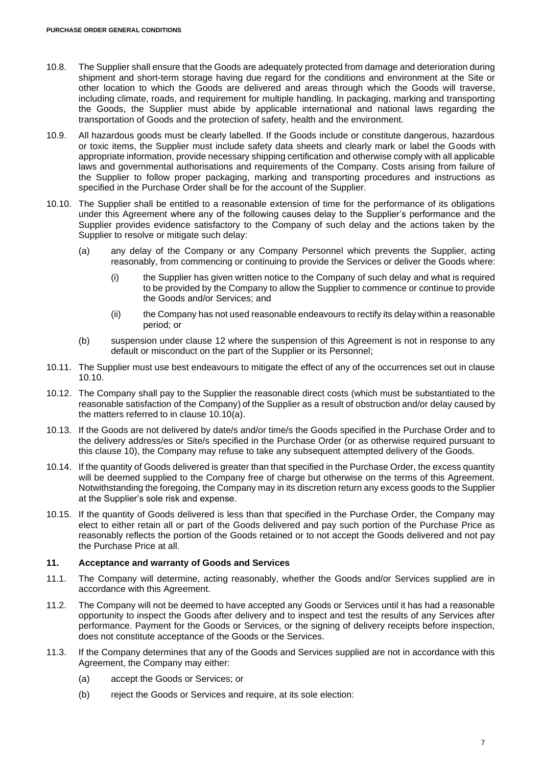10.8. The Supplier shall ensure that the Goods are adequately protected from damage and deterioration during shipment and short-term storage having due regard for the conditions and environment at the Site or other location to which the Goods are delivered and areas through which the Goods will traverse, including climate, roads, and requirement for multiple handling. In packaging, marking and transporting the Goods, the Supplier must abide by applicable international and national laws regarding the transportation of Goods and the protection of safety, health and the environment.

10.9. All hazardous goods must be clearly labelled. If the Goods include or constitute dangerous, hazardous or toxic items, the Supplier must include safety data sheets and clearly mark or label the Goods with appropriate information, provide necessary shipping certification and otherwise comply with all applicable laws and governmental authorisations and requirements of the Company. Costs arising from failure of the Supplier to follow proper packaging, marking and transporting procedures and instructions as specified in the Purchase Order shall be for the account of the Supplier.

10.10. The Supplier shall be entitled to a reasonable extension of time for the performance of its obligations under this Agreement where any of the following causes delay to the Supplier's performance and the Supplier provides evidence satisfactory to the Company of such delay and the actions taken by the Supplier to resolve or mitigate such delay:

(a) any delay of the Company or any Company Personnel which prevents the Supplier, acting reasonably, from commencing or continuing to provide the Services or deliver the Goods where:

(i) the Supplier has given written notice to the Company of such delay and what is required to be provided by the Company to allow the Supplier to commence or continue to provide the Goods and/or Services; and

(ii) the Company has not used reasonable endeavours to rectify its delay within a reasonable period; or

(b) suspension under clause 12 where the suspension of this Agreement is not in response to any default or misconduct on the part of the Supplier or its Personnel;

10.11. The Supplier must use best endeavours to mitigate the effect of any of the occurrences set out in clause 10.10.

10.12. The Company shall pay to the Supplier the reasonable direct costs (which must be substantiated to the reasonable satisfaction of the Company) of the Supplier as a result of obstruction and/or delay caused by the matters referred to in clause 10.10(a).

10.13. If the Goods are not delivered by date/s and/or time/s the Goods specified in the Purchase Order and to the delivery address/es or Site/s specified in the Purchase Order (or as otherwise required pursuant to this clause 10), the Company may refuse to take any subsequent attempted delivery of the Goods.

10.14. If the quantity of Goods delivered is greater than that specified in the Purchase Order, the excess quantity will be deemed supplied to the Company free of charge but otherwise on the terms of this Agreement. Notwithstanding the foregoing, the Company may in its discretion return any excess goods to the Supplier at the Supplier's sole risk and expense.

10.15. If the quantity of Goods delivered is less than that specified in the Purchase Order, the Company may elect to either retain all or part of the Goods delivered and pay such portion of the Purchase Price as reasonably reflects the portion of the Goods retained or to not accept the Goods delivered and not pay the Purchase Price at all.

## 11. Acceptance and warranty of Goods and Services

11.1. The Company will determine, acting reasonably, whether the Goods and/or Services supplied are in accordance with this Agreement.

11.2. The Company will not be deemed to have accepted any Goods or Services until it has had a reasonable opportunity to inspect the Goods after delivery and to inspect and test the results of any Services after performance. Payment for the Goods or Services, or the signing of delivery receipts before inspection, does not constitute acceptance of the Goods or the Services.

11.3. If the Company determines that any of the Goods and Services supplied are not in accordance with this Agreement, the Company may either:

(a) accept the Goods or Services; or

(b) reject the Goods or Services and require, at its sole election: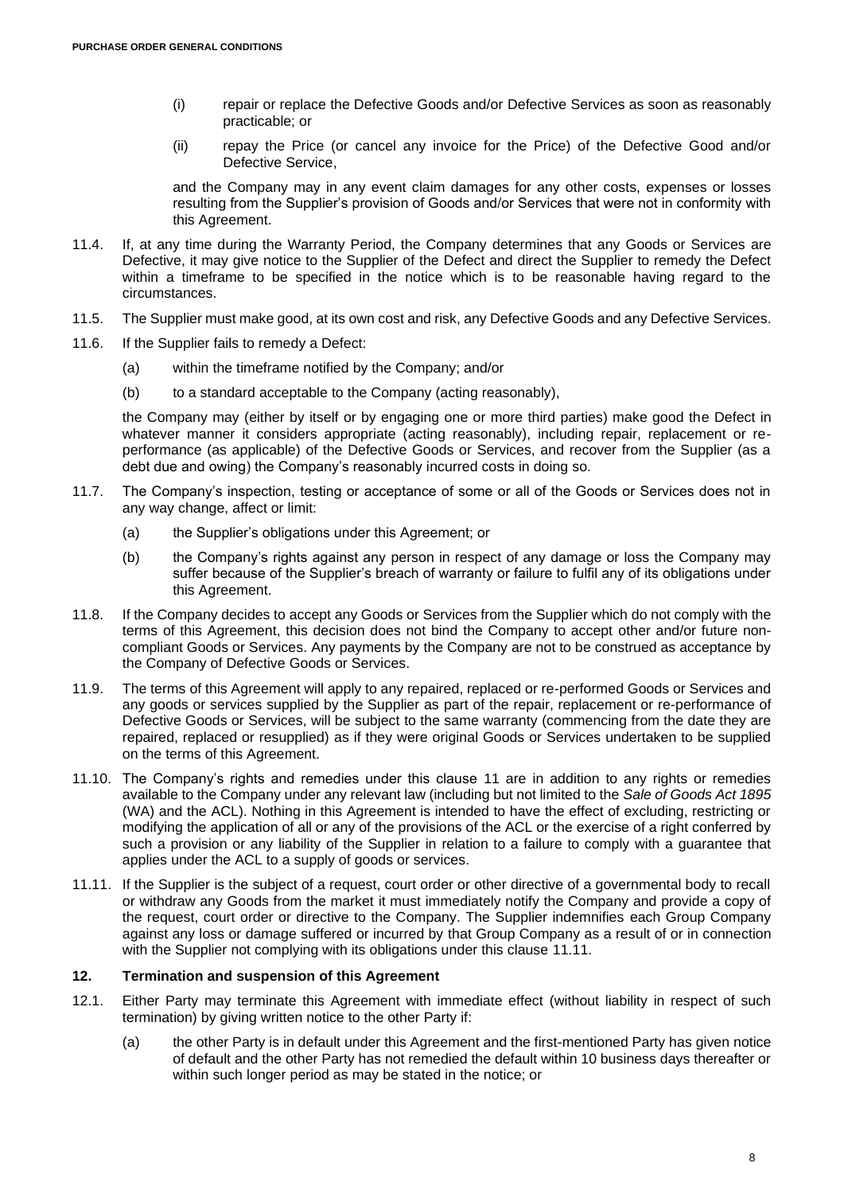(i) repair or replace the Defective Goods and/or Defective Services as soon as reasonably practicable; or

(ii) repay the Price (or cancel any invoice for the Price) of the Defective Good and/or Defective Service,

and the Company may in any event claim damages for any other costs, expenses or losses resulting from the Supplier's provision of Goods and/or Services that were not in conformity with this Agreement.

11.4. If, at any time during the Warranty Period, the Company determines that any Goods or Services are Defective, it may give notice to the Supplier of the Defect and direct the Supplier to remedy the Defect within a timeframe to be specified in the notice which is to be reasonable having regard to the circumstances.

11.5. The Supplier must make good, at its own cost and risk, any Defective Goods and any Defective Services.

11.6. If the Supplier fails to remedy a Defect:

(a) within the timeframe notified by the Company; and/or

(b) to a standard acceptable to the Company (acting reasonably),

the Company may (either by itself or by engaging one or more third parties) make good the Defect in whatever manner it considers appropriate (acting reasonably), including repair, replacement or re-performance (as applicable) of the Defective Goods or Services, and recover from the Supplier (as a debt due and owing) the Company's reasonably incurred costs in doing so.

11.7. The Company's inspection, testing or acceptance of some or all of the Goods or Services does not in any way change, affect or limit:

(a) the Supplier's obligations under this Agreement; or

(b) the Company's rights against any person in respect of any damage or loss the Company may suffer because of the Supplier's breach of warranty or failure to fulfil any of its obligations under this Agreement.

11.8. If the Company decides to accept any Goods or Services from the Supplier which do not comply with the terms of this Agreement, this decision does not bind the Company to accept other and/or future non-compliant Goods or Services. Any payments by the Company are not to be construed as acceptance by the Company of Defective Goods or Services.

11.9. The terms of this Agreement will apply to any repaired, replaced or re-performed Goods or Services and any goods or services supplied by the Supplier as part of the repair, replacement or re-performance of Defective Goods or Services, will be subject to the same warranty (commencing from the date they are repaired, replaced or resupplied) as if they were original Goods or Services undertaken to be supplied on the terms of this Agreement.

11.10. The Company's rights and remedies under this clause 11 are in addition to any rights or remedies available to the Company under any relevant law (including but not limited to the *Sale of Goods Act 1895* (WA) and the ACL). Nothing in this Agreement is intended to have the effect of excluding, restricting or modifying the application of all or any of the provisions of the ACL or the exercise of a right conferred by such a provision or any liability of the Supplier in relation to a failure to comply with a guarantee that applies under the ACL to a supply of goods or services.

11.11. If the Supplier is the subject of a request, court order or other directive of a governmental body to recall or withdraw any Goods from the market it must immediately notify the Company and provide a copy of the request, court order or directive to the Company. The Supplier indemnifies each Group Company against any loss or damage suffered or incurred by that Group Company as a result of or in connection with the Supplier not complying with its obligations under this clause 11.11.

## 12. Termination and suspension of this Agreement

12.1. Either Party may terminate this Agreement with immediate effect (without liability in respect of such termination) by giving written notice to the other Party if:

(a) the other Party is in default under this Agreement and the first-mentioned Party has given notice of default and the other Party has not remedied the default within 10 business days thereafter or within such longer period as may be stated in the notice; or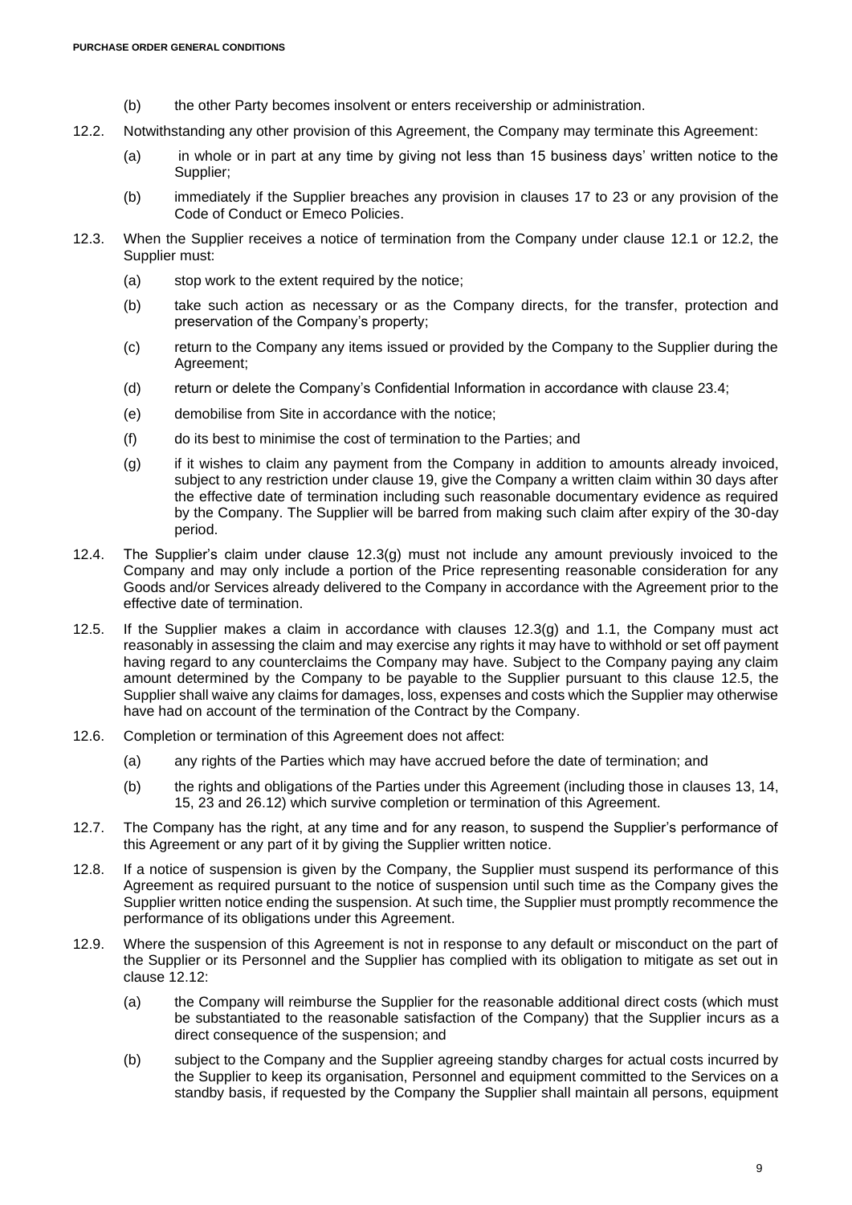(b) the other Party becomes insolvent or enters receivership or administration.

12.2. Notwithstanding any other provision of this Agreement, the Company may terminate this Agreement:

(a) in whole or in part at any time by giving not less than 15 business days' written notice to the Supplier;

(b) immediately if the Supplier breaches any provision in clauses 17 to 23 or any provision of the Code of Conduct or Emeco Policies.

12.3. When the Supplier receives a notice of termination from the Company under clause 12.1 or 12.2, the Supplier must:

(a) stop work to the extent required by the notice;

(b) take such action as necessary or as the Company directs, for the transfer, protection and preservation of the Company's property;

(c) return to the Company any items issued or provided by the Company to the Supplier during the Agreement;

(d) return or delete the Company's Confidential Information in accordance with clause 23.4;

(e) demobilise from Site in accordance with the notice;

(f) do its best to minimise the cost of termination to the Parties; and

(g) if it wishes to claim any payment from the Company in addition to amounts already invoiced, subject to any restriction under clause 19, give the Company a written claim within 30 days after the effective date of termination including such reasonable documentary evidence as required by the Company. The Supplier will be barred from making such claim after expiry of the 30-day period.

12.4. The Supplier's claim under clause 12.3(g) must not include any amount previously invoiced to the Company and may only include a portion of the Price representing reasonable consideration for any Goods and/or Services already delivered to the Company in accordance with the Agreement prior to the effective date of termination.

12.5. If the Supplier makes a claim in accordance with clauses 12.3(g) and 1.1, the Company must act reasonably in assessing the claim and may exercise any rights it may have to withhold or set off payment having regard to any counterclaims the Company may have. Subject to the Company paying any claim amount determined by the Company to be payable to the Supplier pursuant to this clause 12.5, the Supplier shall waive any claims for damages, loss, expenses and costs which the Supplier may otherwise have had on account of the termination of the Contract by the Company.

12.6. Completion or termination of this Agreement does not affect:

(a) any rights of the Parties which may have accrued before the date of termination; and

(b) the rights and obligations of the Parties under this Agreement (including those in clauses 13, 14, 15, 23 and 26.12) which survive completion or termination of this Agreement.

12.7. The Company has the right, at any time and for any reason, to suspend the Supplier's performance of this Agreement or any part of it by giving the Supplier written notice.

12.8. If a notice of suspension is given by the Company, the Supplier must suspend its performance of this Agreement as required pursuant to the notice of suspension until such time as the Company gives the Supplier written notice ending the suspension. At such time, the Supplier must promptly recommence the performance of its obligations under this Agreement.

12.9. Where the suspension of this Agreement is not in response to any default or misconduct on the part of the Supplier or its Personnel and the Supplier has complied with its obligation to mitigate as set out in clause 12.12:

(a) the Company will reimburse the Supplier for the reasonable additional direct costs (which must be substantiated to the reasonable satisfaction of the Company) that the Supplier incurs as a direct consequence of the suspension; and

(b) subject to the Company and the Supplier agreeing standby charges for actual costs incurred by the Supplier to keep its organisation, Personnel and equipment committed to the Services on a standby basis, if requested by the Company the Supplier shall maintain all persons, equipment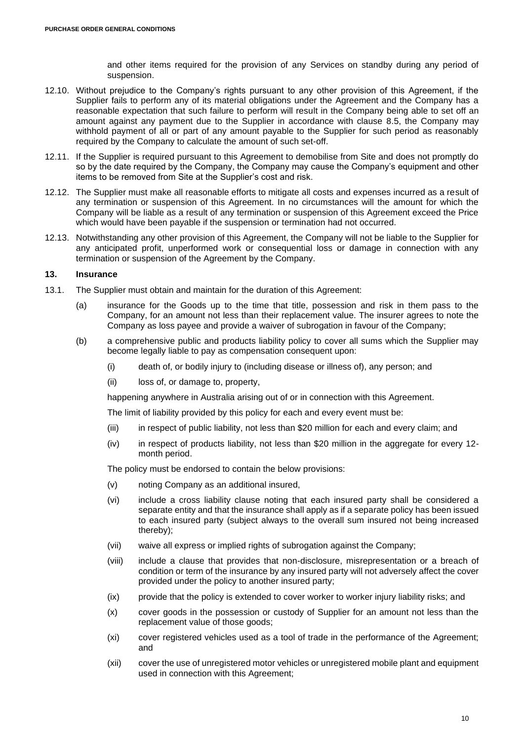and other items required for the provision of any Services on standby during any period of suspension.

12.10. Without prejudice to the Company's rights pursuant to any other provision of this Agreement, if the Supplier fails to perform any of its material obligations under the Agreement and the Company has a reasonable expectation that such failure to perform will result in the Company being able to set off an amount against any payment due to the Supplier in accordance with clause 8.5, the Company may withhold payment of all or part of any amount payable to the Supplier for such period as reasonably required by the Company to calculate the amount of such set-off.

12.11. If the Supplier is required pursuant to this Agreement to demobilise from Site and does not promptly do so by the date required by the Company, the Company may cause the Company's equipment and other items to be removed from Site at the Supplier's cost and risk.

12.12. The Supplier must make all reasonable efforts to mitigate all costs and expenses incurred as a result of any termination or suspension of this Agreement. In no circumstances will the amount for which the Company will be liable as a result of any termination or suspension of this Agreement exceed the Price which would have been payable if the suspension or termination had not occurred.

12.13. Notwithstanding any other provision of this Agreement, the Company will not be liable to the Supplier for any anticipated profit, unperformed work or consequential loss or damage in connection with any termination or suspension of the Agreement by the Company.

## 13. Insurance

13.1. The Supplier must obtain and maintain for the duration of this Agreement:

(a) insurance for the Goods up to the time that title, possession and risk in them pass to the Company, for an amount not less than their replacement value. The insurer agrees to note the Company as loss payee and provide a waiver of subrogation in favour of the Company;

(b) a comprehensive public and products liability policy to cover all sums which the Supplier may become legally liable to pay as compensation consequent upon:

(i) death of, or bodily injury to (including disease or illness of), any person; and

(ii) loss of, or damage to, property,

happening anywhere in Australia arising out of or in connection with this Agreement.

The limit of liability provided by this policy for each and every event must be:

(iii) in respect of public liability, not less than $20 million for each and every claim; and

(iv) in respect of products liability, not less than $20 million in the aggregate for every 12-month period.

The policy must be endorsed to contain the below provisions:

(v) noting Company as an additional insured,

(vi) include a cross liability clause noting that each insured party shall be considered a separate entity and that the insurance shall apply as if a separate policy has been issued to each insured party (subject always to the overall sum insured not being increased thereby);

(vii) waive all express or implied rights of subrogation against the Company;

(viii) include a clause that provides that non-disclosure, misrepresentation or a breach of condition or term of the insurance by any insured party will not adversely affect the cover provided under the policy to another insured party;

(ix) provide that the policy is extended to cover worker to worker injury liability risks; and

(x) cover goods in the possession or custody of Supplier for an amount not less than the replacement value of those goods;

(xi) cover registered vehicles used as a tool of trade in the performance of the Agreement; and

(xii) cover the use of unregistered motor vehicles or unregistered mobile plant and equipment used in connection with this Agreement;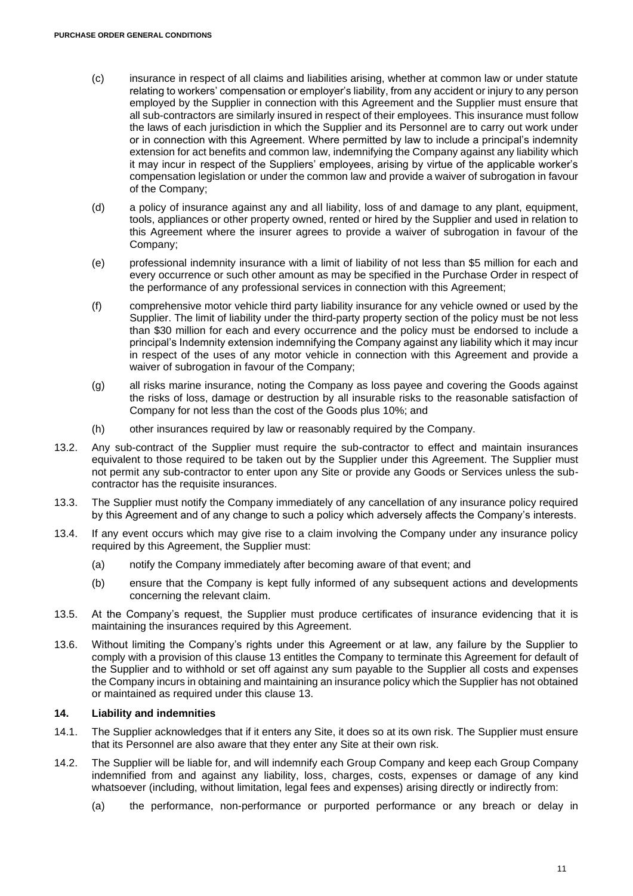(c) insurance in respect of all claims and liabilities arising, whether at common law or under statute relating to workers' compensation or employer's liability, from any accident or injury to any person employed by the Supplier in connection with this Agreement and the Supplier must ensure that all sub-contractors are similarly insured in respect of their employees. This insurance must follow the laws of each jurisdiction in which the Supplier and its Personnel are to carry out work under or in connection with this Agreement. Where permitted by law to include a principal's indemnity extension for act benefits and common law, indemnifying the Company against any liability which it may incur in respect of the Suppliers' employees, arising by virtue of the applicable worker's compensation legislation or under the common law and provide a waiver of subrogation in favour of the Company;

(d) a policy of insurance against any and all liability, loss of and damage to any plant, equipment, tools, appliances or other property owned, rented or hired by the Supplier and used in relation to this Agreement where the insurer agrees to provide a waiver of subrogation in favour of the Company;

(e) professional indemnity insurance with a limit of liability of not less than $5 million for each and every occurrence or such other amount as may be specified in the Purchase Order in respect of the performance of any professional services in connection with this Agreement;

(f) comprehensive motor vehicle third party liability insurance for any vehicle owned or used by the Supplier. The limit of liability under the third-party property section of the policy must be not less than $30 million for each and every occurrence and the policy must be endorsed to include a principal's Indemnity extension indemnifying the Company against any liability which it may incur in respect of the uses of any motor vehicle in connection with this Agreement and provide a waiver of subrogation in favour of the Company;

(g) all risks marine insurance, noting the Company as loss payee and covering the Goods against the risks of loss, damage or destruction by all insurable risks to the reasonable satisfaction of Company for not less than the cost of the Goods plus 10%; and

(h) other insurances required by law or reasonably required by the Company.

13.2. Any sub-contract of the Supplier must require the sub-contractor to effect and maintain insurances equivalent to those required to be taken out by the Supplier under this Agreement. The Supplier must not permit any sub-contractor to enter upon any Site or provide any Goods or Services unless the sub-contractor has the requisite insurances.

13.3. The Supplier must notify the Company immediately of any cancellation of any insurance policy required by this Agreement and of any change to such a policy which adversely affects the Company's interests.

13.4. If any event occurs which may give rise to a claim involving the Company under any insurance policy required by this Agreement, the Supplier must:

(a) notify the Company immediately after becoming aware of that event; and

(b) ensure that the Company is kept fully informed of any subsequent actions and developments concerning the relevant claim.

13.5. At the Company's request, the Supplier must produce certificates of insurance evidencing that it is maintaining the insurances required by this Agreement.

13.6. Without limiting the Company's rights under this Agreement or at law, any failure by the Supplier to comply with a provision of this clause 13 entitles the Company to terminate this Agreement for default of the Supplier and to withhold or set off against any sum payable to the Supplier all costs and expenses the Company incurs in obtaining and maintaining an insurance policy which the Supplier has not obtained or maintained as required under this clause 13.

## 14. Liability and indemnities

14.1. The Supplier acknowledges that if it enters any Site, it does so at its own risk. The Supplier must ensure that its Personnel are also aware that they enter any Site at their own risk.

14.2. The Supplier will be liable for, and will indemnify each Group Company and keep each Group Company indemnified from and against any liability, loss, charges, costs, expenses or damage of any kind whatsoever (including, without limitation, legal fees and expenses) arising directly or indirectly from:

(a) the performance, non-performance or purported performance or any breach or delay in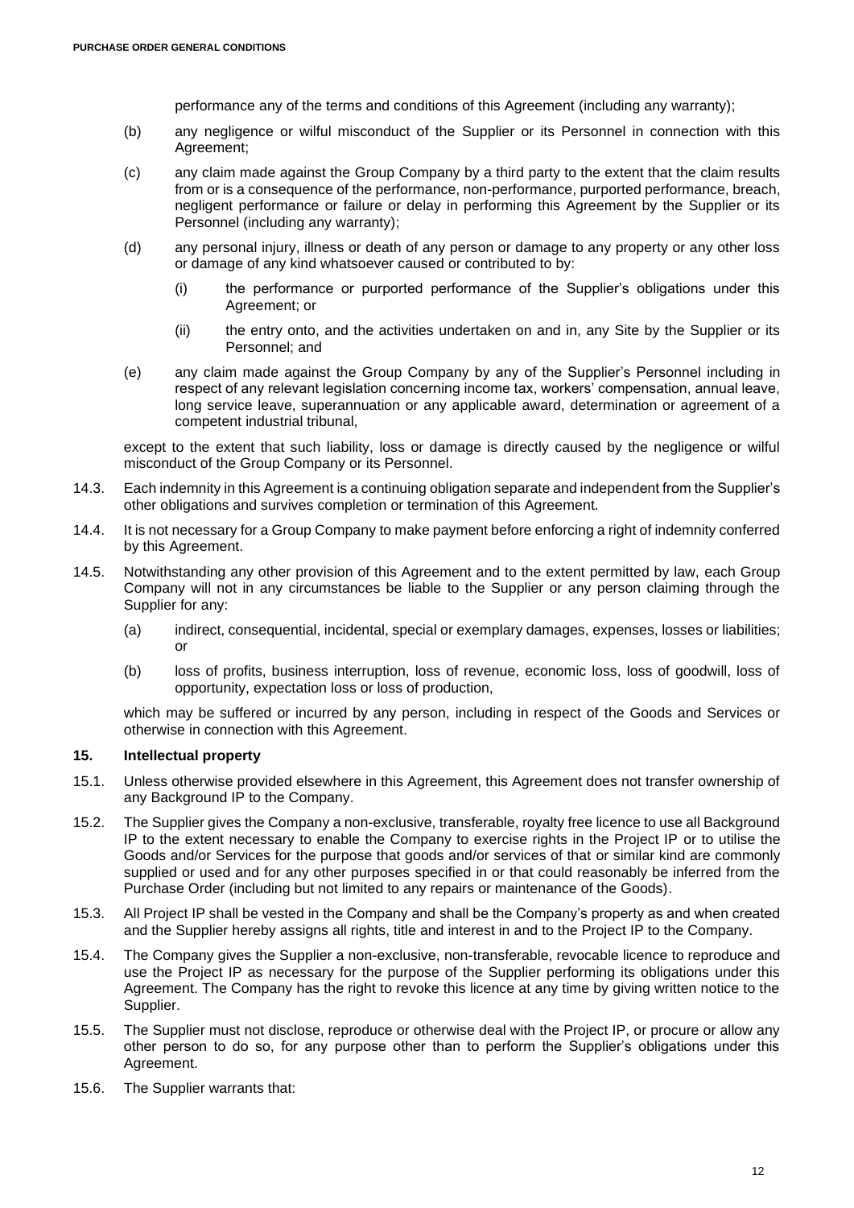performance any of the terms and conditions of this Agreement (including any warranty);

(b) any negligence or wilful misconduct of the Supplier or its Personnel in connection with this Agreement;

(c) any claim made against the Group Company by a third party to the extent that the claim results from or is a consequence of the performance, non-performance, purported performance, breach, negligent performance or failure or delay in performing this Agreement by the Supplier or its Personnel (including any warranty);

(d) any personal injury, illness or death of any person or damage to any property or any other loss or damage of any kind whatsoever caused or contributed to by:

   (i) the performance or purported performance of the Supplier's obligations under this Agreement; or

   (ii) the entry onto, and the activities undertaken on and in, any Site by the Supplier or its Personnel; and

(e) any claim made against the Group Company by any of the Supplier's Personnel including in respect of any relevant legislation concerning income tax, workers' compensation, annual leave, long service leave, superannuation or any applicable award, determination or agreement of a competent industrial tribunal,

except to the extent that such liability, loss or damage is directly caused by the negligence or wilful misconduct of the Group Company or its Personnel.

14.3. Each indemnity in this Agreement is a continuing obligation separate and independent from the Supplier's other obligations and survives completion or termination of this Agreement.

14.4. It is not necessary for a Group Company to make payment before enforcing a right of indemnity conferred by this Agreement.

14.5. Notwithstanding any other provision of this Agreement and to the extent permitted by law, each Group Company will not in any circumstances be liable to the Supplier or any person claiming through the Supplier for any:

(a) indirect, consequential, incidental, special or exemplary damages, expenses, losses or liabilities; or

(b) loss of profits, business interruption, loss of revenue, economic loss, loss of goodwill, loss of opportunity, expectation loss or loss of production,

which may be suffered or incurred by any person, including in respect of the Goods and Services or otherwise in connection with this Agreement.

## 15. Intellectual property

15.1. Unless otherwise provided elsewhere in this Agreement, this Agreement does not transfer ownership of any Background IP to the Company.

15.2. The Supplier gives the Company a non-exclusive, transferable, royalty free licence to use all Background IP to the extent necessary to enable the Company to exercise rights in the Project IP or to utilise the Goods and/or Services for the purpose that goods and/or services of that or similar kind are commonly supplied or used and for any other purposes specified in or that could reasonably be inferred from the Purchase Order (including but not limited to any repairs or maintenance of the Goods).

15.3. All Project IP shall be vested in the Company and shall be the Company's property as and when created and the Supplier hereby assigns all rights, title and interest in and to the Project IP to the Company.

15.4. The Company gives the Supplier a non-exclusive, non-transferable, revocable licence to reproduce and use the Project IP as necessary for the purpose of the Supplier performing its obligations under this Agreement. The Company has the right to revoke this licence at any time by giving written notice to the Supplier.

15.5. The Supplier must not disclose, reproduce or otherwise deal with the Project IP, or procure or allow any other person to do so, for any purpose other than to perform the Supplier's obligations under this Agreement.

15.6. The Supplier warrants that: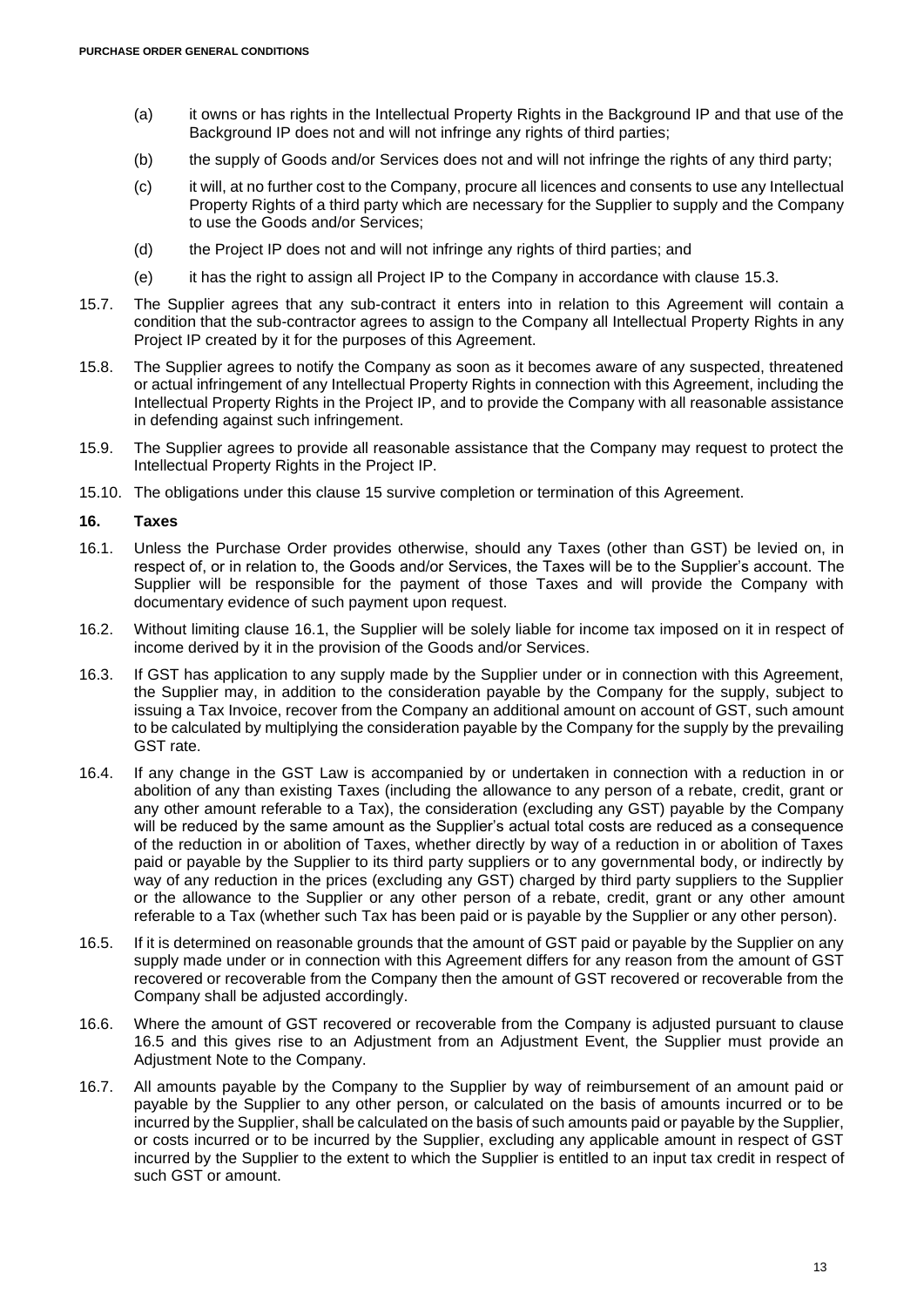(a) it owns or has rights in the Intellectual Property Rights in the Background IP and that use of the Background IP does not and will not infringe any rights of third parties;

(b) the supply of Goods and/or Services does not and will not infringe the rights of any third party;

(c) it will, at no further cost to the Company, procure all licences and consents to use any Intellectual Property Rights of a third party which are necessary for the Supplier to supply and the Company to use the Goods and/or Services;

(d) the Project IP does not and will not infringe any rights of third parties; and

(e) it has the right to assign all Project IP to the Company in accordance with clause 15.3.

15.7. The Supplier agrees that any sub-contract it enters into in relation to this Agreement will contain a condition that the sub-contractor agrees to assign to the Company all Intellectual Property Rights in any Project IP created by it for the purposes of this Agreement.

15.8. The Supplier agrees to notify the Company as soon as it becomes aware of any suspected, threatened or actual infringement of any Intellectual Property Rights in connection with this Agreement, including the Intellectual Property Rights in the Project IP, and to provide the Company with all reasonable assistance in defending against such infringement.

15.9. The Supplier agrees to provide all reasonable assistance that the Company may request to protect the Intellectual Property Rights in the Project IP.

15.10. The obligations under this clause 15 survive completion or termination of this Agreement.

### 16. Taxes

16.1. Unless the Purchase Order provides otherwise, should any Taxes (other than GST) be levied on, in respect of, or in relation to, the Goods and/or Services, the Taxes will be to the Supplier's account. The Supplier will be responsible for the payment of those Taxes and will provide the Company with documentary evidence of such payment upon request.

16.2. Without limiting clause 16.1, the Supplier will be solely liable for income tax imposed on it in respect of income derived by it in the provision of the Goods and/or Services.

16.3. If GST has application to any supply made by the Supplier under or in connection with this Agreement, the Supplier may, in addition to the consideration payable by the Company for the supply, subject to issuing a Tax Invoice, recover from the Company an additional amount on account of GST, such amount to be calculated by multiplying the consideration payable by the Company for the supply by the prevailing GST rate.

16.4. If any change in the GST Law is accompanied by or undertaken in connection with a reduction in or abolition of any than existing Taxes (including the allowance to any person of a rebate, credit, grant or any other amount referable to a Tax), the consideration (excluding any GST) payable by the Company will be reduced by the same amount as the Supplier's actual total costs are reduced as a consequence of the reduction in or abolition of Taxes, whether directly by way of a reduction in or abolition of Taxes paid or payable by the Supplier to its third party suppliers or to any governmental body, or indirectly by way of any reduction in the prices (excluding any GST) charged by third party suppliers to the Supplier or the allowance to the Supplier or any other person of a rebate, credit, grant or any other amount referable to a Tax (whether such Tax has been paid or is payable by the Supplier or any other person).

16.5. If it is determined on reasonable grounds that the amount of GST paid or payable by the Supplier on any supply made under or in connection with this Agreement differs for any reason from the amount of GST recovered or recoverable from the Company then the amount of GST recovered or recoverable from the Company shall be adjusted accordingly.

16.6. Where the amount of GST recovered or recoverable from the Company is adjusted pursuant to clause 16.5 and this gives rise to an Adjustment from an Adjustment Event, the Supplier must provide an Adjustment Note to the Company.

16.7. All amounts payable by the Company to the Supplier by way of reimbursement of an amount paid or payable by the Supplier to any other person, or calculated on the basis of amounts incurred or to be incurred by the Supplier, shall be calculated on the basis of such amounts paid or payable by the Supplier, or costs incurred or to be incurred by the Supplier, excluding any applicable amount in respect of GST incurred by the Supplier to the extent to which the Supplier is entitled to an input tax credit in respect of such GST or amount.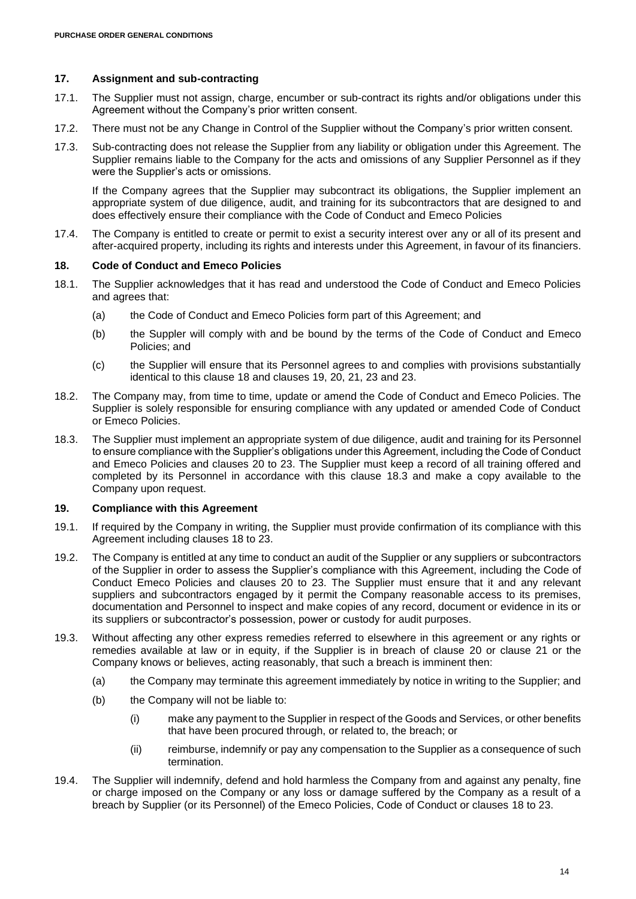## 17. Assignment and sub-contracting

17.1. The Supplier must not assign, charge, encumber or sub-contract its rights and/or obligations under this Agreement without the Company's prior written consent.

17.2. There must not be any Change in Control of the Supplier without the Company's prior written consent.

17.3. Sub-contracting does not release the Supplier from any liability or obligation under this Agreement. The Supplier remains liable to the Company for the acts and omissions of any Supplier Personnel as if they were the Supplier's acts or omissions.

If the Company agrees that the Supplier may subcontract its obligations, the Supplier implement an appropriate system of due diligence, audit, and training for its subcontractors that are designed to and does effectively ensure their compliance with the Code of Conduct and Emeco Policies

17.4. The Company is entitled to create or permit to exist a security interest over any or all of its present and after-acquired property, including its rights and interests under this Agreement, in favour of its financiers.

## 18. Code of Conduct and Emeco Policies

18.1. The Supplier acknowledges that it has read and understood the Code of Conduct and Emeco Policies and agrees that:

(a) the Code of Conduct and Emeco Policies form part of this Agreement; and

(b) the Suppler will comply with and be bound by the terms of the Code of Conduct and Emeco Policies; and

(c) the Supplier will ensure that its Personnel agrees to and complies with provisions substantially identical to this clause 18 and clauses 19, 20, 21, 23 and 23.

18.2. The Company may, from time to time, update or amend the Code of Conduct and Emeco Policies. The Supplier is solely responsible for ensuring compliance with any updated or amended Code of Conduct or Emeco Policies.

18.3. The Supplier must implement an appropriate system of due diligence, audit and training for its Personnel to ensure compliance with the Supplier's obligations under this Agreement, including the Code of Conduct and Emeco Policies and clauses 20 to 23. The Supplier must keep a record of all training offered and completed by its Personnel in accordance with this clause 18.3 and make a copy available to the Company upon request.

## 19. Compliance with this Agreement

19.1. If required by the Company in writing, the Supplier must provide confirmation of its compliance with this Agreement including clauses 18 to 23.

19.2. The Company is entitled at any time to conduct an audit of the Supplier or any suppliers or subcontractors of the Supplier in order to assess the Supplier's compliance with this Agreement, including the Code of Conduct Emeco Policies and clauses 20 to 23. The Supplier must ensure that it and any relevant suppliers and subcontractors engaged by it permit the Company reasonable access to its premises, documentation and Personnel to inspect and make copies of any record, document or evidence in its or its suppliers or subcontractor's possession, power or custody for audit purposes.

19.3. Without affecting any other express remedies referred to elsewhere in this agreement or any rights or remedies available at law or in equity, if the Supplier is in breach of clause 20 or clause 21 or the Company knows or believes, acting reasonably, that such a breach is imminent then:

(a) the Company may terminate this agreement immediately by notice in writing to the Supplier; and

(b) the Company will not be liable to:

(i) make any payment to the Supplier in respect of the Goods and Services, or other benefits that have been procured through, or related to, the breach; or

(ii) reimburse, indemnify or pay any compensation to the Supplier as a consequence of such termination.

19.4. The Supplier will indemnify, defend and hold harmless the Company from and against any penalty, fine or charge imposed on the Company or any loss or damage suffered by the Company as a result of a breach by Supplier (or its Personnel) of the Emeco Policies, Code of Conduct or clauses 18 to 23.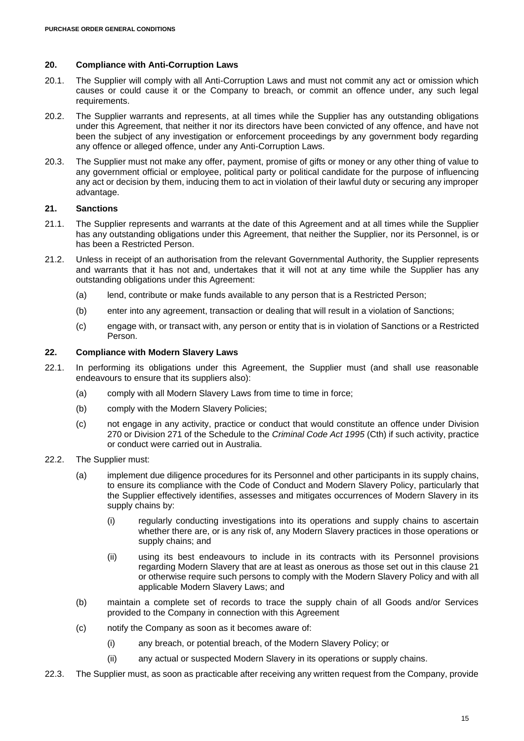## 20. Compliance with Anti-Corruption Laws

20.1. The Supplier will comply with all Anti-Corruption Laws and must not commit any act or omission which causes or could cause it or the Company to breach, or commit an offence under, any such legal requirements.

20.2. The Supplier warrants and represents, at all times while the Supplier has any outstanding obligations under this Agreement, that neither it nor its directors have been convicted of any offence, and have not been the subject of any investigation or enforcement proceedings by any government body regarding any offence or alleged offence, under any Anti-Corruption Laws.

20.3. The Supplier must not make any offer, payment, promise of gifts or money or any other thing of value to any government official or employee, political party or political candidate for the purpose of influencing any act or decision by them, inducing them to act in violation of their lawful duty or securing any improper advantage.

## 21. Sanctions

21.1. The Supplier represents and warrants at the date of this Agreement and at all times while the Supplier has any outstanding obligations under this Agreement, that neither the Supplier, nor its Personnel, is or has been a Restricted Person.

21.2. Unless in receipt of an authorisation from the relevant Governmental Authority, the Supplier represents and warrants that it has not and, undertakes that it will not at any time while the Supplier has any outstanding obligations under this Agreement:

(a) lend, contribute or make funds available to any person that is a Restricted Person;

(b) enter into any agreement, transaction or dealing that will result in a violation of Sanctions;

(c) engage with, or transact with, any person or entity that is in violation of Sanctions or a Restricted Person.

## 22. Compliance with Modern Slavery Laws

22.1. In performing its obligations under this Agreement, the Supplier must (and shall use reasonable endeavours to ensure that its suppliers also):

(a) comply with all Modern Slavery Laws from time to time in force;

(b) comply with the Modern Slavery Policies;

(c) not engage in any activity, practice or conduct that would constitute an offence under Division 270 or Division 271 of the Schedule to the *Criminal Code Act 1995* (Cth) if such activity, practice or conduct were carried out in Australia.

22.2. The Supplier must:

(a) implement due diligence procedures for its Personnel and other participants in its supply chains, to ensure its compliance with the Code of Conduct and Modern Slavery Policy, particularly that the Supplier effectively identifies, assesses and mitigates occurrences of Modern Slavery in its supply chains by:

(i) regularly conducting investigations into its operations and supply chains to ascertain whether there are, or is any risk of, any Modern Slavery practices in those operations or supply chains; and

(ii) using its best endeavours to include in its contracts with its Personnel provisions regarding Modern Slavery that are at least as onerous as those set out in this clause 21 or otherwise require such persons to comply with the Modern Slavery Policy and with all applicable Modern Slavery Laws; and

(b) maintain a complete set of records to trace the supply chain of all Goods and/or Services provided to the Company in connection with this Agreement

(c) notify the Company as soon as it becomes aware of:

(i) any breach, or potential breach, of the Modern Slavery Policy; or

(ii) any actual or suspected Modern Slavery in its operations or supply chains.

22.3. The Supplier must, as soon as practicable after receiving any written request from the Company, provide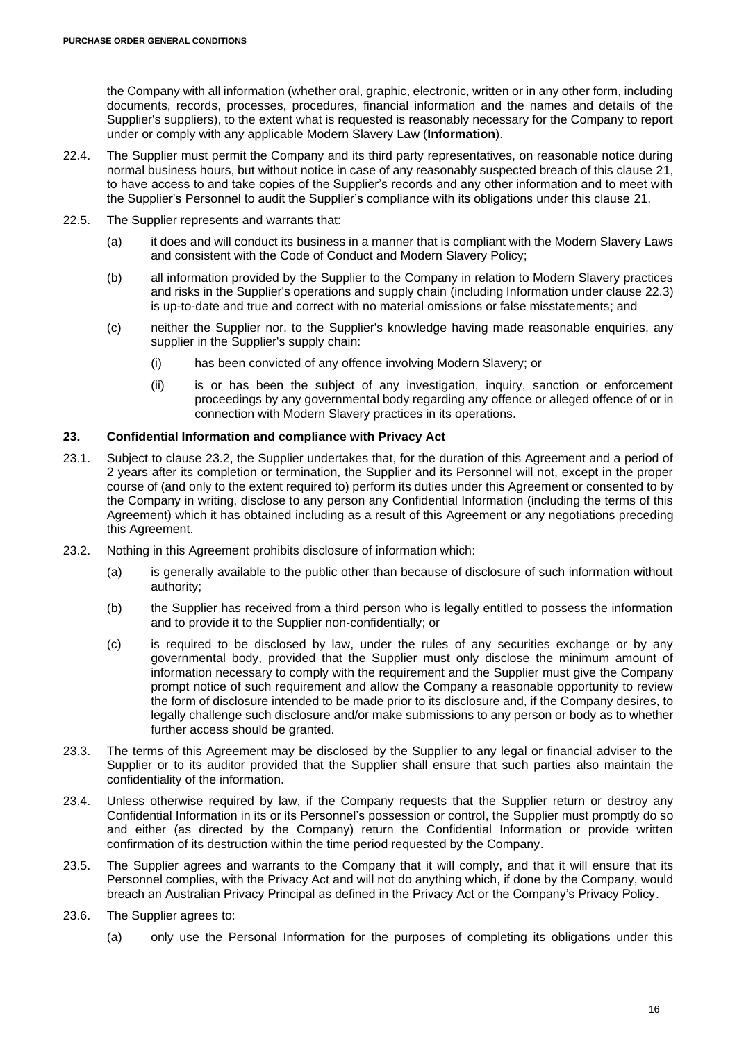the Company with all information (whether oral, graphic, electronic, written or in any other form, including documents, records, processes, procedures, financial information and the names and details of the Supplier's suppliers), to the extent what is requested is reasonably necessary for the Company to report under or comply with any applicable Modern Slavery Law (**Information**).

22.4. The Supplier must permit the Company and its third party representatives, on reasonable notice during normal business hours, but without notice in case of any reasonably suspected breach of this clause 21, to have access to and take copies of the Supplier's records and any other information and to meet with the Supplier's Personnel to audit the Supplier's compliance with its obligations under this clause 21.

22.5. The Supplier represents and warrants that:

(a) it does and will conduct its business in a manner that is compliant with the Modern Slavery Laws and consistent with the Code of Conduct and Modern Slavery Policy;

(b) all information provided by the Supplier to the Company in relation to Modern Slavery practices and risks in the Supplier's operations and supply chain (including Information under clause 22.3) is up-to-date and true and correct with no material omissions or false misstatements; and

(c) neither the Supplier nor, to the Supplier's knowledge having made reasonable enquiries, any supplier in the Supplier's supply chain:

(i) has been convicted of any offence involving Modern Slavery; or

(ii) is or has been the subject of any investigation, inquiry, sanction or enforcement proceedings by any governmental body regarding any offence or alleged offence of or in connection with Modern Slavery practices in its operations.

## 23. Confidential Information and compliance with Privacy Act

23.1. Subject to clause 23.2, the Supplier undertakes that, for the duration of this Agreement and a period of 2 years after its completion or termination, the Supplier and its Personnel will not, except in the proper course of (and only to the extent required to) perform its duties under this Agreement or consented to by the Company in writing, disclose to any person any Confidential Information (including the terms of this Agreement) which it has obtained including as a result of this Agreement or any negotiations preceding this Agreement.

23.2. Nothing in this Agreement prohibits disclosure of information which:

(a) is generally available to the public other than because of disclosure of such information without authority;

(b) the Supplier has received from a third person who is legally entitled to possess the information and to provide it to the Supplier non-confidentially; or

(c) is required to be disclosed by law, under the rules of any securities exchange or by any governmental body, provided that the Supplier must only disclose the minimum amount of information necessary to comply with the requirement and the Supplier must give the Company prompt notice of such requirement and allow the Company a reasonable opportunity to review the form of disclosure intended to be made prior to its disclosure and, if the Company desires, to legally challenge such disclosure and/or make submissions to any person or body as to whether further access should be granted.

23.3. The terms of this Agreement may be disclosed by the Supplier to any legal or financial adviser to the Supplier or to its auditor provided that the Supplier shall ensure that such parties also maintain the confidentiality of the information.

23.4. Unless otherwise required by law, if the Company requests that the Supplier return or destroy any Confidential Information in its or its Personnel's possession or control, the Supplier must promptly do so and either (as directed by the Company) return the Confidential Information or provide written confirmation of its destruction within the time period requested by the Company.

23.5. The Supplier agrees and warrants to the Company that it will comply, and that it will ensure that its Personnel complies, with the Privacy Act and will not do anything which, if done by the Company, would breach an Australian Privacy Principal as defined in the Privacy Act or the Company's Privacy Policy.

23.6. The Supplier agrees to:

(a) only use the Personal Information for the purposes of completing its obligations under this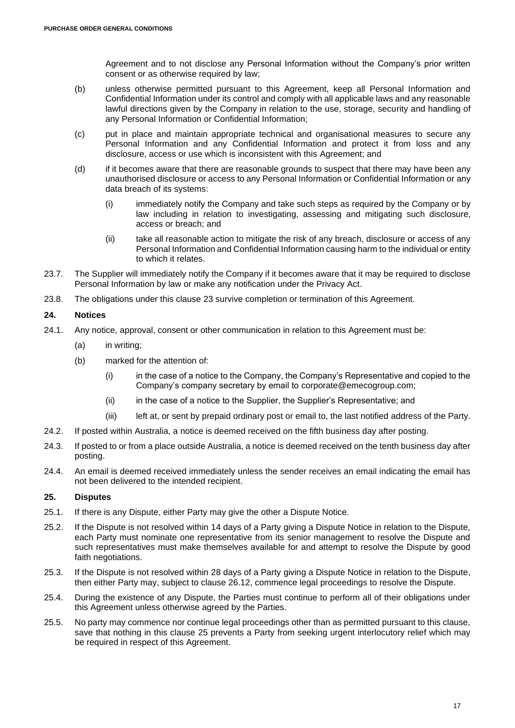Agreement and to not disclose any Personal Information without the Company's prior written consent or as otherwise required by law;

(b) unless otherwise permitted pursuant to this Agreement, keep all Personal Information and Confidential Information under its control and comply with all applicable laws and any reasonable lawful directions given by the Company in relation to the use, storage, security and handling of any Personal Information or Confidential Information;

(c) put in place and maintain appropriate technical and organisational measures to secure any Personal Information and any Confidential Information and protect it from loss and any disclosure, access or use which is inconsistent with this Agreement; and

(d) if it becomes aware that there are reasonable grounds to suspect that there may have been any unauthorised disclosure or access to any Personal Information or Confidential Information or any data breach of its systems:

   (i) immediately notify the Company and take such steps as required by the Company or by law including in relation to investigating, assessing and mitigating such disclosure, access or breach; and

   (ii) take all reasonable action to mitigate the risk of any breach, disclosure or access of any Personal Information and Confidential Information causing harm to the individual or entity to which it relates.

23.7. The Supplier will immediately notify the Company if it becomes aware that it may be required to disclose Personal Information by law or make any notification under the Privacy Act.

23.8. The obligations under this clause 23 survive completion or termination of this Agreement.

## 24. Notices

24.1. Any notice, approval, consent or other communication in relation to this Agreement must be:

(a) in writing;

(b) marked for the attention of:

   (i) in the case of a notice to the Company, the Company's Representative and copied to the Company's company secretary by email to corporate@emecogroup.com;

   (ii) in the case of a notice to the Supplier, the Supplier's Representative; and

   (iii) left at, or sent by prepaid ordinary post or email to, the last notified address of the Party.

24.2. If posted within Australia, a notice is deemed received on the fifth business day after posting.

24.3. If posted to or from a place outside Australia, a notice is deemed received on the tenth business day after posting.

24.4. An email is deemed received immediately unless the sender receives an email indicating the email has not been delivered to the intended recipient.

## 25. Disputes

25.1. If there is any Dispute, either Party may give the other a Dispute Notice.

25.2. If the Dispute is not resolved within 14 days of a Party giving a Dispute Notice in relation to the Dispute, each Party must nominate one representative from its senior management to resolve the Dispute and such representatives must make themselves available for and attempt to resolve the Dispute by good faith negotiations.

25.3. If the Dispute is not resolved within 28 days of a Party giving a Dispute Notice in relation to the Dispute, then either Party may, subject to clause 26.12, commence legal proceedings to resolve the Dispute.

25.4. During the existence of any Dispute, the Parties must continue to perform all of their obligations under this Agreement unless otherwise agreed by the Parties.

25.5. No party may commence nor continue legal proceedings other than as permitted pursuant to this clause, save that nothing in this clause 25 prevents a Party from seeking urgent interlocutory relief which may be required in respect of this Agreement.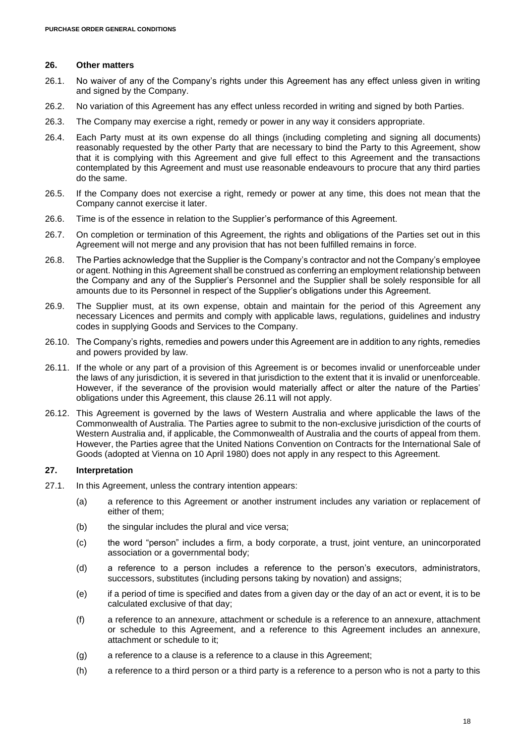## 26. Other matters

26.1. No waiver of any of the Company's rights under this Agreement has any effect unless given in writing and signed by the Company.

26.2. No variation of this Agreement has any effect unless recorded in writing and signed by both Parties.

26.3. The Company may exercise a right, remedy or power in any way it considers appropriate.

26.4. Each Party must at its own expense do all things (including completing and signing all documents) reasonably requested by the other Party that are necessary to bind the Party to this Agreement, show that it is complying with this Agreement and give full effect to this Agreement and the transactions contemplated by this Agreement and must use reasonable endeavours to procure that any third parties do the same.

26.5. If the Company does not exercise a right, remedy or power at any time, this does not mean that the Company cannot exercise it later.

26.6. Time is of the essence in relation to the Supplier's performance of this Agreement.

26.7. On completion or termination of this Agreement, the rights and obligations of the Parties set out in this Agreement will not merge and any provision that has not been fulfilled remains in force.

26.8. The Parties acknowledge that the Supplier is the Company's contractor and not the Company's employee or agent. Nothing in this Agreement shall be construed as conferring an employment relationship between the Company and any of the Supplier's Personnel and the Supplier shall be solely responsible for all amounts due to its Personnel in respect of the Supplier's obligations under this Agreement.

26.9. The Supplier must, at its own expense, obtain and maintain for the period of this Agreement any necessary Licences and permits and comply with applicable laws, regulations, guidelines and industry codes in supplying Goods and Services to the Company.

26.10. The Company's rights, remedies and powers under this Agreement are in addition to any rights, remedies and powers provided by law.

26.11. If the whole or any part of a provision of this Agreement is or becomes invalid or unenforceable under the laws of any jurisdiction, it is severed in that jurisdiction to the extent that it is invalid or unenforceable. However, if the severance of the provision would materially affect or alter the nature of the Parties' obligations under this Agreement, this clause 26.11 will not apply.

26.12. This Agreement is governed by the laws of Western Australia and where applicable the laws of the Commonwealth of Australia. The Parties agree to submit to the non-exclusive jurisdiction of the courts of Western Australia and, if applicable, the Commonwealth of Australia and the courts of appeal from them. However, the Parties agree that the United Nations Convention on Contracts for the International Sale of Goods (adopted at Vienna on 10 April 1980) does not apply in any respect to this Agreement.

## 27. Interpretation

27.1. In this Agreement, unless the contrary intention appears:

(a) a reference to this Agreement or another instrument includes any variation or replacement of either of them;

(b) the singular includes the plural and vice versa;

(c) the word "person" includes a firm, a body corporate, a trust, joint venture, an unincorporated association or a governmental body;

(d) a reference to a person includes a reference to the person's executors, administrators, successors, substitutes (including persons taking by novation) and assigns;

(e) if a period of time is specified and dates from a given day or the day of an act or event, it is to be calculated exclusive of that day;

(f) a reference to an annexure, attachment or schedule is a reference to an annexure, attachment or schedule to this Agreement, and a reference to this Agreement includes an annexure, attachment or schedule to it;

(g) a reference to a clause is a reference to a clause in this Agreement;

(h) a reference to a third person or a third party is a reference to a person who is not a party to this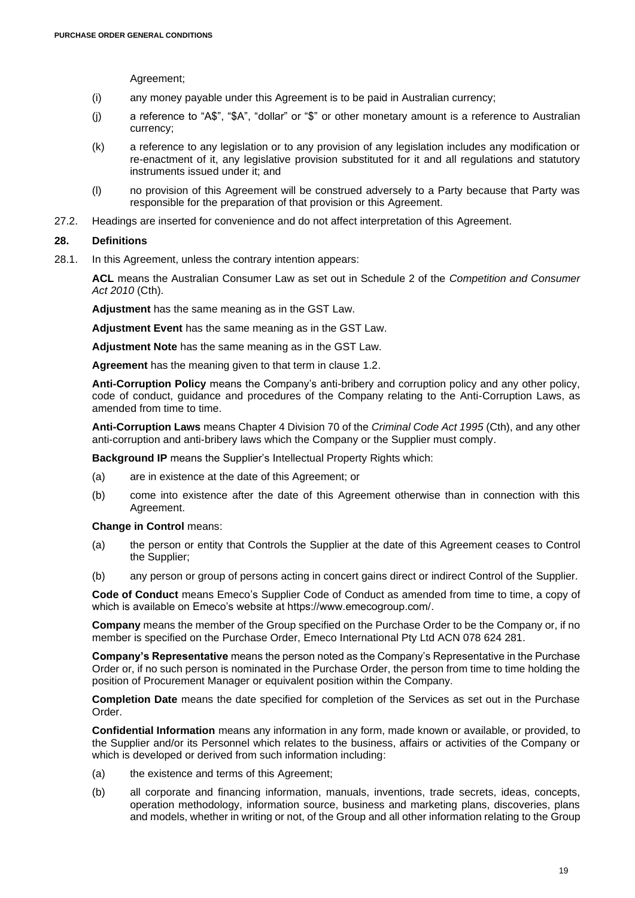Agreement;

(i) any money payable under this Agreement is to be paid in Australian currency;

(j) a reference to "A$", "$A", "dollar" or "$" or other monetary amount is a reference to Australian currency;

(k) a reference to any legislation or to any provision of any legislation includes any modification or re-enactment of it, any legislative provision substituted for it and all regulations and statutory instruments issued under it; and

(l) no provision of this Agreement will be construed adversely to a Party because that Party was responsible for the preparation of that provision or this Agreement.

27.2. Headings are inserted for convenience and do not affect interpretation of this Agreement.

## 28. Definitions

28.1. In this Agreement, unless the contrary intention appears:

**ACL** means the Australian Consumer Law as set out in Schedule 2 of the *Competition and Consumer Act 2010* (Cth).

**Adjustment** has the same meaning as in the GST Law.

**Adjustment Event** has the same meaning as in the GST Law.

**Adjustment Note** has the same meaning as in the GST Law.

**Agreement** has the meaning given to that term in clause 1.2.

**Anti-Corruption Policy** means the Company's anti-bribery and corruption policy and any other policy, code of conduct, guidance and procedures of the Company relating to the Anti-Corruption Laws, as amended from time to time.

**Anti-Corruption Laws** means Chapter 4 Division 70 of the *Criminal Code Act 1995* (Cth), and any other anti-corruption and anti-bribery laws which the Company or the Supplier must comply.

**Background IP** means the Supplier's Intellectual Property Rights which:

(a) are in existence at the date of this Agreement; or

(b) come into existence after the date of this Agreement otherwise than in connection with this Agreement.

**Change in Control** means:

(a) the person or entity that Controls the Supplier at the date of this Agreement ceases to Control the Supplier;

(b) any person or group of persons acting in concert gains direct or indirect Control of the Supplier.

**Code of Conduct** means Emeco's Supplier Code of Conduct as amended from time to time, a copy of which is available on Emeco's website at https://www.emecogroup.com/.

**Company** means the member of the Group specified on the Purchase Order to be the Company or, if no member is specified on the Purchase Order, Emeco International Pty Ltd ACN 078 624 281.

**Company's Representative** means the person noted as the Company's Representative in the Purchase Order or, if no such person is nominated in the Purchase Order, the person from time to time holding the position of Procurement Manager or equivalent position within the Company.

**Completion Date** means the date specified for completion of the Services as set out in the Purchase Order.

**Confidential Information** means any information in any form, made known or available, or provided, to the Supplier and/or its Personnel which relates to the business, affairs or activities of the Company or which is developed or derived from such information including:

(a) the existence and terms of this Agreement;

(b) all corporate and financing information, manuals, inventions, trade secrets, ideas, concepts, operation methodology, information source, business and marketing plans, discoveries, plans and models, whether in writing or not, of the Group and all other information relating to the Group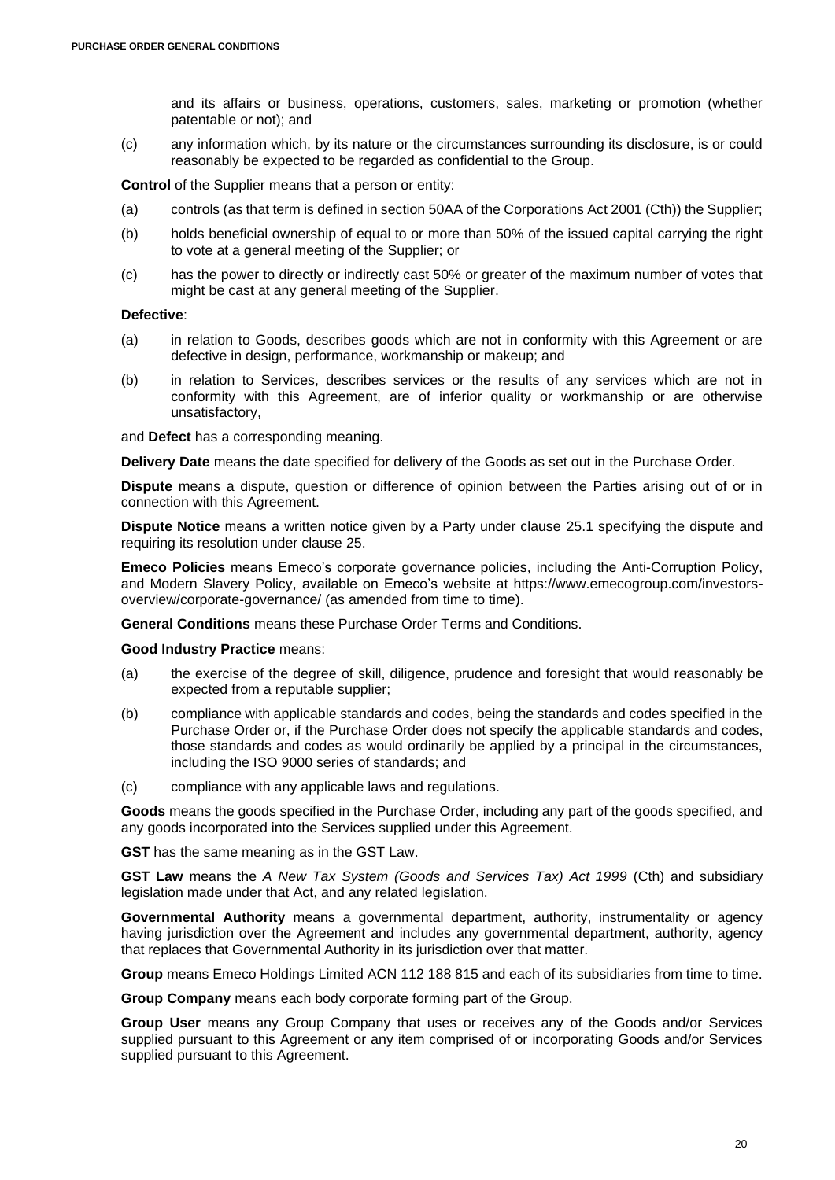and its affairs or business, operations, customers, sales, marketing or promotion (whether patentable or not); and

(c) any information which, by its nature or the circumstances surrounding its disclosure, is or could reasonably be expected to be regarded as confidential to the Group.

**Control** of the Supplier means that a person or entity:

(a) controls (as that term is defined in section 50AA of the Corporations Act 2001 (Cth)) the Supplier;

(b) holds beneficial ownership of equal to or more than 50% of the issued capital carrying the right to vote at a general meeting of the Supplier; or

(c) has the power to directly or indirectly cast 50% or greater of the maximum number of votes that might be cast at any general meeting of the Supplier.

**Defective**:

(a) in relation to Goods, describes goods which are not in conformity with this Agreement or are defective in design, performance, workmanship or makeup; and

(b) in relation to Services, describes services or the results of any services which are not in conformity with this Agreement, are of inferior quality or workmanship or are otherwise unsatisfactory,

and **Defect** has a corresponding meaning.

**Delivery Date** means the date specified for delivery of the Goods as set out in the Purchase Order.

**Dispute** means a dispute, question or difference of opinion between the Parties arising out of or in connection with this Agreement.

**Dispute Notice** means a written notice given by a Party under clause 25.1 specifying the dispute and requiring its resolution under clause 25.

**Emeco Policies** means Emeco's corporate governance policies, including the Anti-Corruption Policy, and Modern Slavery Policy, available on Emeco's website at https://www.emecogroup.com/investors-overview/corporate-governance/ (as amended from time to time).

**General Conditions** means these Purchase Order Terms and Conditions.

**Good Industry Practice** means:

(a) the exercise of the degree of skill, diligence, prudence and foresight that would reasonably be expected from a reputable supplier;

(b) compliance with applicable standards and codes, being the standards and codes specified in the Purchase Order or, if the Purchase Order does not specify the applicable standards and codes, those standards and codes as would ordinarily be applied by a principal in the circumstances, including the ISO 9000 series of standards; and

(c) compliance with any applicable laws and regulations.

**Goods** means the goods specified in the Purchase Order, including any part of the goods specified, and any goods incorporated into the Services supplied under this Agreement.

**GST** has the same meaning as in the GST Law.

**GST Law** means the *A New Tax System (Goods and Services Tax) Act 1999* (Cth) and subsidiary legislation made under that Act, and any related legislation.

**Governmental Authority** means a governmental department, authority, instrumentality or agency having jurisdiction over the Agreement and includes any governmental department, authority, agency that replaces that Governmental Authority in its jurisdiction over that matter.

**Group** means Emeco Holdings Limited ACN 112 188 815 and each of its subsidiaries from time to time.

**Group Company** means each body corporate forming part of the Group.

**Group User** means any Group Company that uses or receives any of the Goods and/or Services supplied pursuant to this Agreement or any item comprised of or incorporating Goods and/or Services supplied pursuant to this Agreement.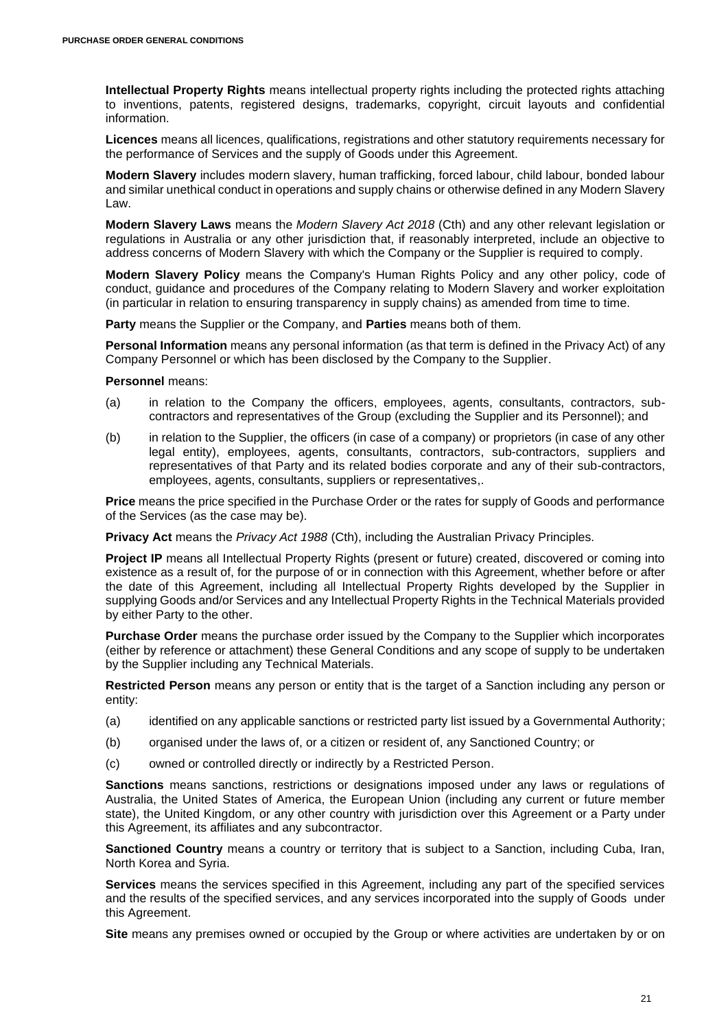**Intellectual Property Rights** means intellectual property rights including the protected rights attaching to inventions, patents, registered designs, trademarks, copyright, circuit layouts and confidential information.

**Licences** means all licences, qualifications, registrations and other statutory requirements necessary for the performance of Services and the supply of Goods under this Agreement.

**Modern Slavery** includes modern slavery, human trafficking, forced labour, child labour, bonded labour and similar unethical conduct in operations and supply chains or otherwise defined in any Modern Slavery Law.

**Modern Slavery Laws** means the *Modern Slavery Act 2018* (Cth) and any other relevant legislation or regulations in Australia or any other jurisdiction that, if reasonably interpreted, include an objective to address concerns of Modern Slavery with which the Company or the Supplier is required to comply.

**Modern Slavery Policy** means the Company's Human Rights Policy and any other policy, code of conduct, guidance and procedures of the Company relating to Modern Slavery and worker exploitation (in particular in relation to ensuring transparency in supply chains) as amended from time to time.

**Party** means the Supplier or the Company, and **Parties** means both of them.

**Personal Information** means any personal information (as that term is defined in the Privacy Act) of any Company Personnel or which has been disclosed by the Company to the Supplier.

**Personnel** means:

(a) in relation to the Company the officers, employees, agents, consultants, contractors, sub-contractors and representatives of the Group (excluding the Supplier and its Personnel); and

(b) in relation to the Supplier, the officers (in case of a company) or proprietors (in case of any other legal entity), employees, agents, consultants, contractors, sub-contractors, suppliers and representatives of that Party and its related bodies corporate and any of their sub-contractors, employees, agents, consultants, suppliers or representatives,.

**Price** means the price specified in the Purchase Order or the rates for supply of Goods and performance of the Services (as the case may be).

**Privacy Act** means the *Privacy Act 1988* (Cth), including the Australian Privacy Principles.

**Project IP** means all Intellectual Property Rights (present or future) created, discovered or coming into existence as a result of, for the purpose of or in connection with this Agreement, whether before or after the date of this Agreement, including all Intellectual Property Rights developed by the Supplier in supplying Goods and/or Services and any Intellectual Property Rights in the Technical Materials provided by either Party to the other.

**Purchase Order** means the purchase order issued by the Company to the Supplier which incorporates (either by reference or attachment) these General Conditions and any scope of supply to be undertaken by the Supplier including any Technical Materials.

**Restricted Person** means any person or entity that is the target of a Sanction including any person or entity:

(a) identified on any applicable sanctions or restricted party list issued by a Governmental Authority;

(b) organised under the laws of, or a citizen or resident of, any Sanctioned Country; or

(c) owned or controlled directly or indirectly by a Restricted Person.

**Sanctions** means sanctions, restrictions or designations imposed under any laws or regulations of Australia, the United States of America, the European Union (including any current or future member state), the United Kingdom, or any other country with jurisdiction over this Agreement or a Party under this Agreement, its affiliates and any subcontractor.

**Sanctioned Country** means a country or territory that is subject to a Sanction, including Cuba, Iran, North Korea and Syria.

**Services** means the services specified in this Agreement, including any part of the specified services and the results of the specified services, and any services incorporated into the supply of Goods under this Agreement.

**Site** means any premises owned or occupied by the Group or where activities are undertaken by or on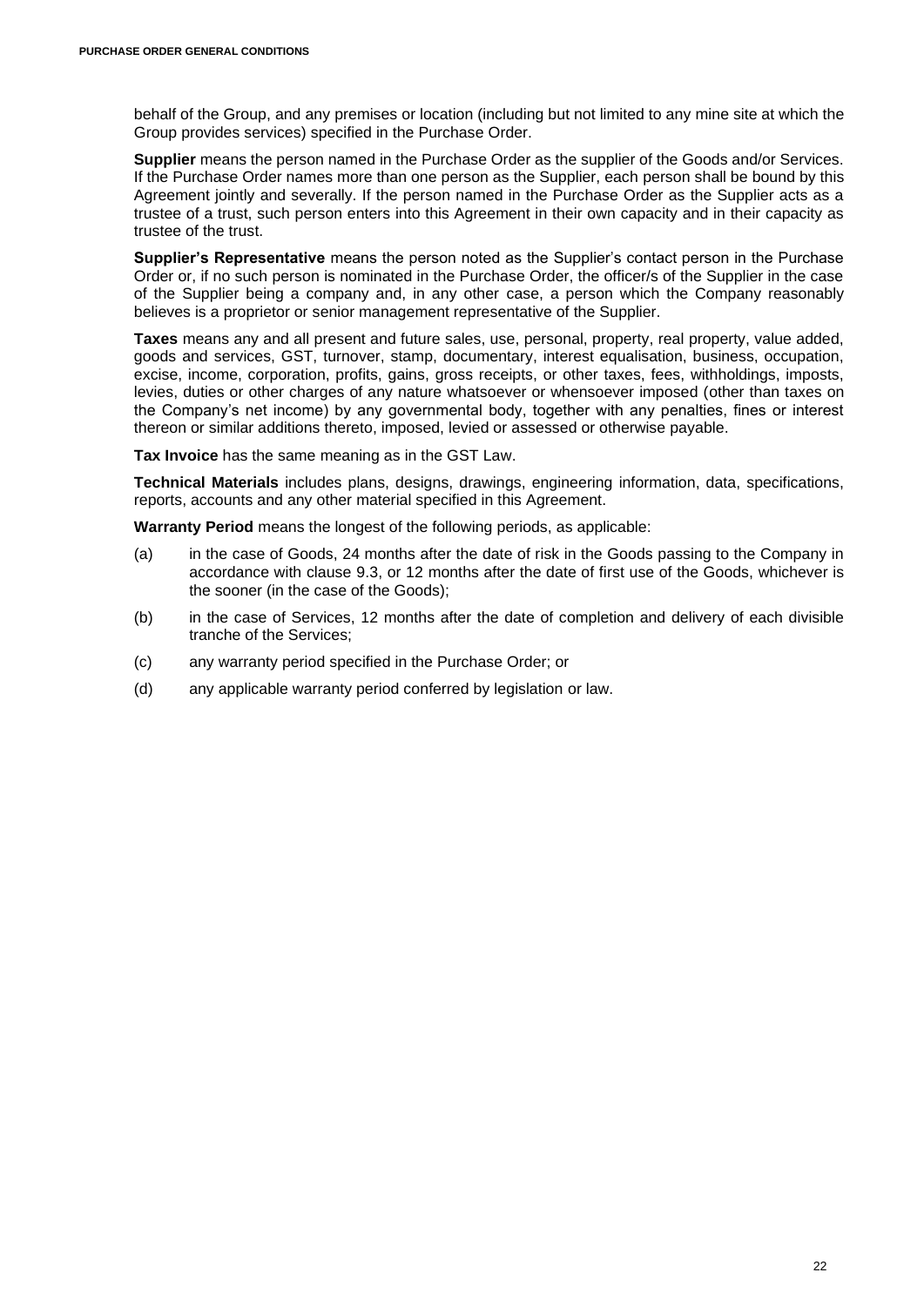behalf of the Group, and any premises or location (including but not limited to any mine site at which the Group provides services) specified in the Purchase Order.

**Supplier** means the person named in the Purchase Order as the supplier of the Goods and/or Services. If the Purchase Order names more than one person as the Supplier, each person shall be bound by this Agreement jointly and severally. If the person named in the Purchase Order as the Supplier acts as a trustee of a trust, such person enters into this Agreement in their own capacity and in their capacity as trustee of the trust.

**Supplier's Representative** means the person noted as the Supplier's contact person in the Purchase Order or, if no such person is nominated in the Purchase Order, the officer/s of the Supplier in the case of the Supplier being a company and, in any other case, a person which the Company reasonably believes is a proprietor or senior management representative of the Supplier.

**Taxes** means any and all present and future sales, use, personal, property, real property, value added, goods and services, GST, turnover, stamp, documentary, interest equalisation, business, occupation, excise, income, corporation, profits, gains, gross receipts, or other taxes, fees, withholdings, imposts, levies, duties or other charges of any nature whatsoever or whensoever imposed (other than taxes on the Company's net income) by any governmental body, together with any penalties, fines or interest thereon or similar additions thereto, imposed, levied or assessed or otherwise payable.

**Tax Invoice** has the same meaning as in the GST Law.

**Technical Materials** includes plans, designs, drawings, engineering information, data, specifications, reports, accounts and any other material specified in this Agreement.

**Warranty Period** means the longest of the following periods, as applicable:

(a) in the case of Goods, 24 months after the date of risk in the Goods passing to the Company in accordance with clause 9.3, or 12 months after the date of first use of the Goods, whichever is the sooner (in the case of the Goods);

(b) in the case of Services, 12 months after the date of completion and delivery of each divisible tranche of the Services;

(c) any warranty period specified in the Purchase Order; or

(d) any applicable warranty period conferred by legislation or law.